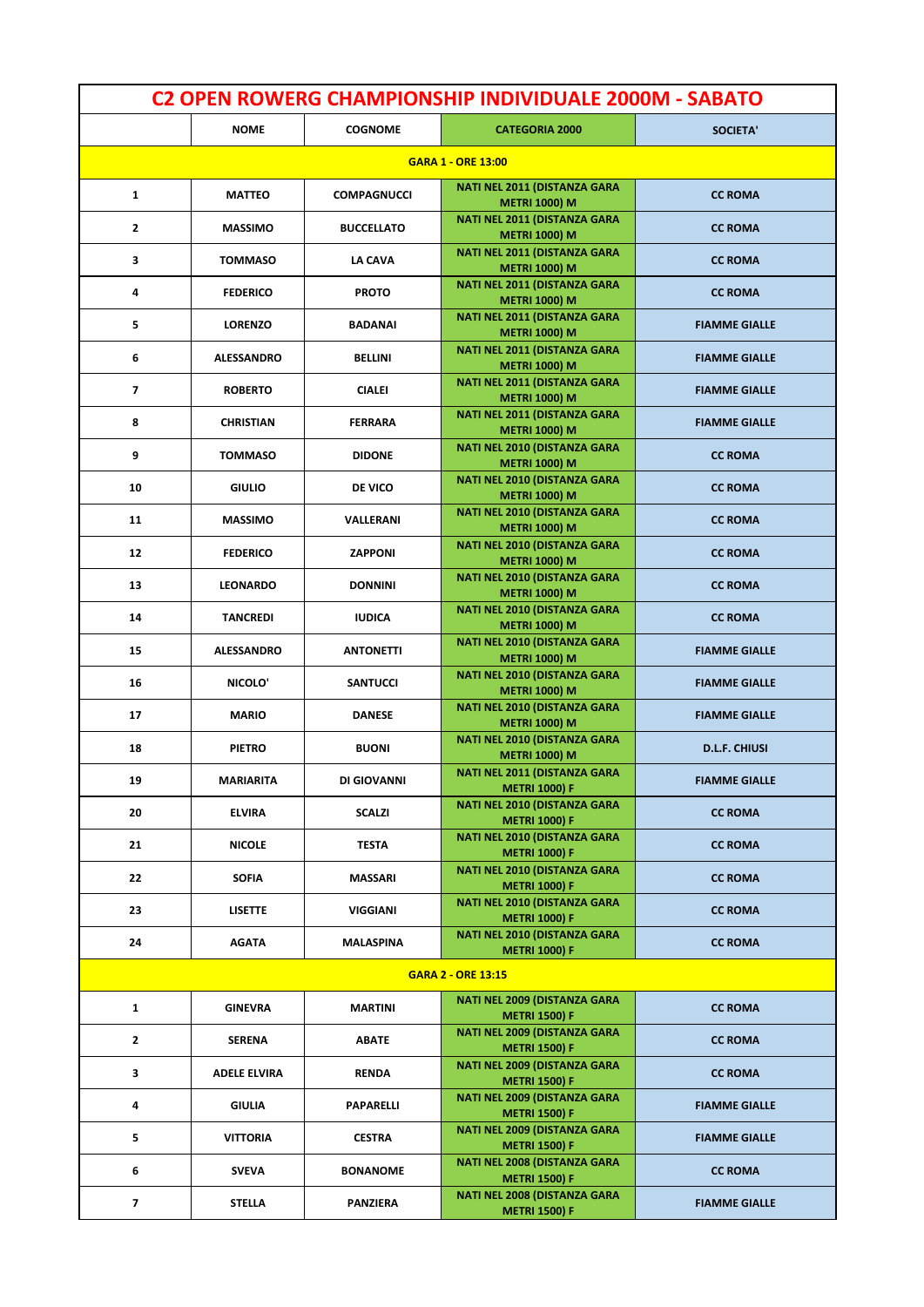| C2 OPEN ROWERG CHAMPIONSHIP INDIVIDUALE 2000M - SABATO | | | | |
|---|---|---|---|---|
| | NOME | COGNOME | CATEGORIA 2000 | SOCIETA' |
| GARA 1 - ORE 13:00 | | | | |
| 1 | MATTEO | COMPAGNUCCI | NATI NEL 2011 (DISTANZA GARA METRI 1000) M | CC ROMA |
| 2 | MASSIMO | BUCCELLATO | NATI NEL 2011 (DISTANZA GARA METRI 1000) M | CC ROMA |
| 3 | TOMMASO | LA CAVA | NATI NEL 2011 (DISTANZA GARA METRI 1000) M | CC ROMA |
| 4 | FEDERICO | PROTO | NATI NEL 2011 (DISTANZA GARA METRI 1000) M | CC ROMA |
| 5 | LORENZO | BADANAI | NATI NEL 2011 (DISTANZA GARA METRI 1000) M | FIAMME GIALLE |
| 6 | ALESSANDRO | BELLINI | NATI NEL 2011 (DISTANZA GARA METRI 1000) M | FIAMME GIALLE |
| 7 | ROBERTO | CIALEI | NATI NEL 2011 (DISTANZA GARA METRI 1000) M | FIAMME GIALLE |
| 8 | CHRISTIAN | FERRARA | NATI NEL 2011 (DISTANZA GARA METRI 1000) M | FIAMME GIALLE |
| 9 | TOMMASO | DIDONE | NATI NEL 2010 (DISTANZA GARA METRI 1000) M | CC ROMA |
| 10 | GIULIO | DE VICO | NATI NEL 2010 (DISTANZA GARA METRI 1000) M | CC ROMA |
| 11 | MASSIMO | VALLERANI | NATI NEL 2010 (DISTANZA GARA METRI 1000) M | CC ROMA |
| 12 | FEDERICO | ZAPPONI | NATI NEL 2010 (DISTANZA GARA METRI 1000) M | CC ROMA |
| 13 | LEONARDO | DONNINI | NATI NEL 2010 (DISTANZA GARA METRI 1000) M | CC ROMA |
| 14 | TANCREDI | IUDICA | NATI NEL 2010 (DISTANZA GARA METRI 1000) M | CC ROMA |
| 15 | ALESSANDRO | ANTONETTI | NATI NEL 2010 (DISTANZA GARA METRI 1000) M | FIAMME GIALLE |
| 16 | NICOLO' | SANTUCCI | NATI NEL 2010 (DISTANZA GARA METRI 1000) M | FIAMME GIALLE |
| 17 | MARIO | DANESE | NATI NEL 2010 (DISTANZA GARA METRI 1000) M | FIAMME GIALLE |
| 18 | PIETRO | BUONI | NATI NEL 2010 (DISTANZA GARA METRI 1000) M | D.L.F. CHIUSI |
| 19 | MARIARITA | DI GIOVANNI | NATI NEL 2011 (DISTANZA GARA METRI 1000) F | FIAMME GIALLE |
| 20 | ELVIRA | SCALZI | NATI NEL 2010 (DISTANZA GARA METRI 1000) F | CC ROMA |
| 21 | NICOLE | TESTA | NATI NEL 2010 (DISTANZA GARA METRI 1000) F | CC ROMA |
| 22 | SOFIA | MASSARI | NATI NEL 2010 (DISTANZA GARA METRI 1000) F | CC ROMA |
| 23 | LISETTE | VIGGIANI | NATI NEL 2010 (DISTANZA GARA METRI 1000) F | CC ROMA |
| 24 | AGATA | MALASPINA | NATI NEL 2010 (DISTANZA GARA METRI 1000) F | CC ROMA |
| GARA 2 - ORE 13:15 | | | | |
| 1 | GINEVRA | MARTINI | NATI NEL 2009 (DISTANZA GARA METRI 1500) F | CC ROMA |
| 2 | SERENA | ABATE | NATI NEL 2009 (DISTANZA GARA METRI 1500) F | CC ROMA |
| 3 | ADELE ELVIRA | RENDA | NATI NEL 2009 (DISTANZA GARA METRI 1500) F | CC ROMA |
| 4 | GIULIA | PAPARELLI | NATI NEL 2009 (DISTANZA GARA METRI 1500) F | FIAMME GIALLE |
| 5 | VITTORIA | CESTRA | NATI NEL 2009 (DISTANZA GARA METRI 1500) F | FIAMME GIALLE |
| 6 | SVEVA | BONANOME | NATI NEL 2008 (DISTANZA GARA METRI 1500) F | CC ROMA |
| 7 | STELLA | PANZIERA | NATI NEL 2008 (DISTANZA GARA METRI 1500) F | FIAMME GIALLE |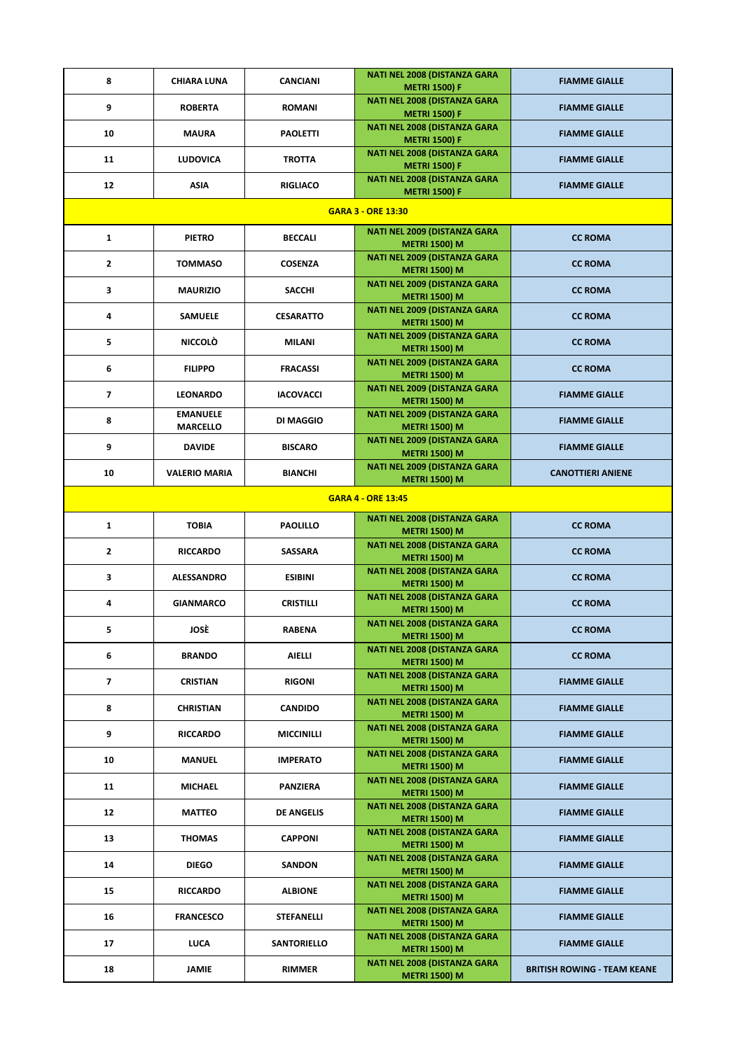| | | | | |
|---|---|---|---|---|
| 8 | CHIARA LUNA | CANCIANI | NATI NEL 2008 (DISTANZA GARA METRI 1500) F | FIAMME GIALLE |
| 9 | ROBERTA | ROMANI | NATI NEL 2008 (DISTANZA GARA METRI 1500) F | FIAMME GIALLE |
| 10 | MAURA | PAOLETTI | NATI NEL 2008 (DISTANZA GARA METRI 1500) F | FIAMME GIALLE |
| 11 | LUDOVICA | TROTTA | NATI NEL 2008 (DISTANZA GARA METRI 1500) F | FIAMME GIALLE |
| 12 | ASIA | RIGLIACO | NATI NEL 2008 (DISTANZA GARA METRI 1500) F | FIAMME GIALLE |
| **GARA 3 - ORE 13:30** | | | | |
| 1 | PIETRO | BECCALI | NATI NEL 2009 (DISTANZA GARA METRI 1500) M | CC ROMA |
| 2 | TOMMASO | COSENZA | NATI NEL 2009 (DISTANZA GARA METRI 1500) M | CC ROMA |
| 3 | MAURIZIO | SACCHI | NATI NEL 2009 (DISTANZA GARA METRI 1500) M | CC ROMA |
| 4 | SAMUELE | CESARATTO | NATI NEL 2009 (DISTANZA GARA METRI 1500) M | CC ROMA |
| 5 | NICCOLÒ | MILANI | NATI NEL 2009 (DISTANZA GARA METRI 1500) M | CC ROMA |
| 6 | FILIPPO | FRACASSI | NATI NEL 2009 (DISTANZA GARA METRI 1500) M | CC ROMA |
| 7 | LEONARDO | IACOVACCI | NATI NEL 2009 (DISTANZA GARA METRI 1500) M | FIAMME GIALLE |
| 8 | EMANUELE MARCELLO | DI MAGGIO | NATI NEL 2009 (DISTANZA GARA METRI 1500) M | FIAMME GIALLE |
| 9 | DAVIDE | BISCARO | NATI NEL 2009 (DISTANZA GARA METRI 1500) M | FIAMME GIALLE |
| 10 | VALERIO MARIA | BIANCHI | NATI NEL 2009 (DISTANZA GARA METRI 1500) M | CANOTTIERI ANIENE |
| **GARA 4 - ORE 13:45** | | | | |
| 1 | TOBIA | PAOLILLO | NATI NEL 2008 (DISTANZA GARA METRI 1500) M | CC ROMA |
| 2 | RICCARDO | SASSARA | NATI NEL 2008 (DISTANZA GARA METRI 1500) M | CC ROMA |
| 3 | ALESSANDRO | ESIBINI | NATI NEL 2008 (DISTANZA GARA METRI 1500) M | CC ROMA |
| 4 | GIANMARCO | CRISTILLI | NATI NEL 2008 (DISTANZA GARA METRI 1500) M | CC ROMA |
| 5 | JOSÈ | RABENA | NATI NEL 2008 (DISTANZA GARA METRI 1500) M | CC ROMA |
| 6 | BRANDO | AIELLI | NATI NEL 2008 (DISTANZA GARA METRI 1500) M | CC ROMA |
| 7 | CRISTIAN | RIGONI | NATI NEL 2008 (DISTANZA GARA METRI 1500) M | FIAMME GIALLE |
| 8 | CHRISTIAN | CANDIDO | NATI NEL 2008 (DISTANZA GARA METRI 1500) M | FIAMME GIALLE |
| 9 | RICCARDO | MICCINILLI | NATI NEL 2008 (DISTANZA GARA METRI 1500) M | FIAMME GIALLE |
| 10 | MANUEL | IMPERATO | NATI NEL 2008 (DISTANZA GARA METRI 1500) M | FIAMME GIALLE |
| 11 | MICHAEL | PANZIERA | NATI NEL 2008 (DISTANZA GARA METRI 1500) M | FIAMME GIALLE |
| 12 | MATTEO | DE ANGELIS | NATI NEL 2008 (DISTANZA GARA METRI 1500) M | FIAMME GIALLE |
| 13 | THOMAS | CAPPONI | NATI NEL 2008 (DISTANZA GARA METRI 1500) M | FIAMME GIALLE |
| 14 | DIEGO | SANDON | NATI NEL 2008 (DISTANZA GARA METRI 1500) M | FIAMME GIALLE |
| 15 | RICCARDO | ALBIONE | NATI NEL 2008 (DISTANZA GARA METRI 1500) M | FIAMME GIALLE |
| 16 | FRANCESCO | STEFANELLI | NATI NEL 2008 (DISTANZA GARA METRI 1500) M | FIAMME GIALLE |
| 17 | LUCA | SANTORIELLO | NATI NEL 2008 (DISTANZA GARA METRI 1500) M | FIAMME GIALLE |
| 18 | JAMIE | RIMMER | NATI NEL 2008 (DISTANZA GARA METRI 1500) M | BRITISH ROWING - TEAM KEANE |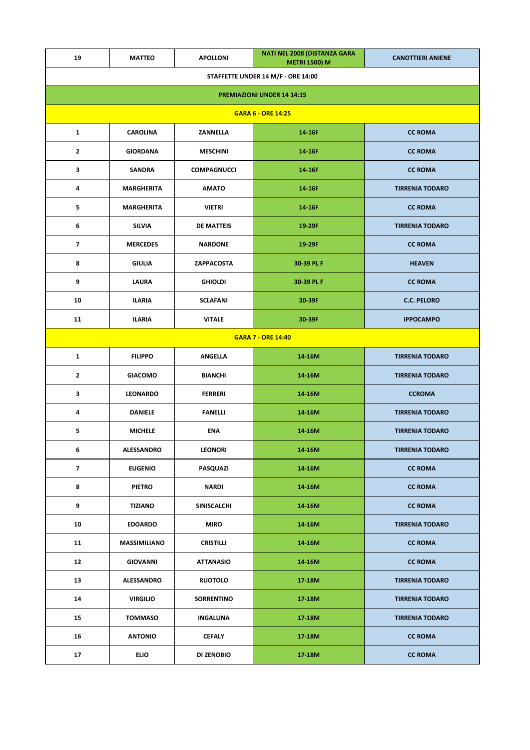| 19 | MATTEO | APOLLONI | NATI NEL 2008 (DISTANZA GARA METRI 1500) M | CANOTTIERI ANIENE |
|---|---|---|---|---|
| STAFFETTE UNDER 14 M/F - ORE 14:00 | | | | |
| PREMIAZIONI UNDER 14 14:15 | | | | |
| GARA 6 - ORE 14:25 | | | | |
| 1 | CAROLINA | ZANNELLA | 14-16F | CC ROMA |
| 2 | GIORDANA | MESCHINI | 14-16F | CC ROMA |
| 3 | SANDRA | COMPAGNUCCI | 14-16F | CC ROMA |
| 4 | MARGHERITA | AMATO | 14-16F | TIRRENIA TODARO |
| 5 | MARGHERITA | VIETRI | 14-16F | CC ROMA |
| 6 | SILVIA | DE MATTEIS | 19-29F | TIRRENIA TODARO |
| 7 | MERCEDES | NARDONE | 19-29F | CC ROMA |
| 8 | GIULIA | ZAPPACOSTA | 30-39 PL F | HEAVEN |
| 9 | LAURA | GHIOLDI | 30-39 PL F | CC ROMA |
| 10 | ILARIA | SCLAFANI | 30-39F | C.C. PELORO |
| 11 | ILARIA | VITALE | 30-39F | IPPOCAMPO |
| GARA 7 - ORE 14:40 | | | | |
| 1 | FILIPPO | ANGELLA | 14-16M | TIRRENIA TODARO |
| 2 | GIACOMO | BIANCHI | 14-16M | TIRRENIA TODARO |
| 3 | LEONARDO | FERRERI | 14-16M | CCROMA |
| 4 | DANIELE | FANELLI | 14-16M | TIRRENIA TODARO |
| 5 | MICHELE | ENA | 14-16M | TIRRENIA TODARO |
| 6 | ALESSANDRO | LEONORI | 14-16M | TIRRENIA TODARO |
| 7 | EUGENIO | PASQUAZI | 14-16M | CC ROMA |
| 8 | PIETRO | NARDI | 14-16M | CC ROMA |
| 9 | TIZIANO | SINISCALCHI | 14-16M | CC ROMA |
| 10 | EDOARDO | MIRO | 14-16M | TIRRENIA TODARO |
| 11 | MASSIMILIANO | CRISTILLI | 14-16M | CC ROMA |
| 12 | GIOVANNI | ATTANASIO | 14-16M | CC ROMA |
| 13 | ALESSANDRO | RUOTOLO | 17-18M | TIRRENIA TODARO |
| 14 | VIRGILIO | SORRENTINO | 17-18M | TIRRENIA TODARO |
| 15 | TOMMASO | INGALLINA | 17-18M | TIRRENIA TODARO |
| 16 | ANTONIO | CEFALY | 17-18M | CC ROMA |
| 17 | ELIO | DI ZENOBIO | 17-18M | CC ROMA |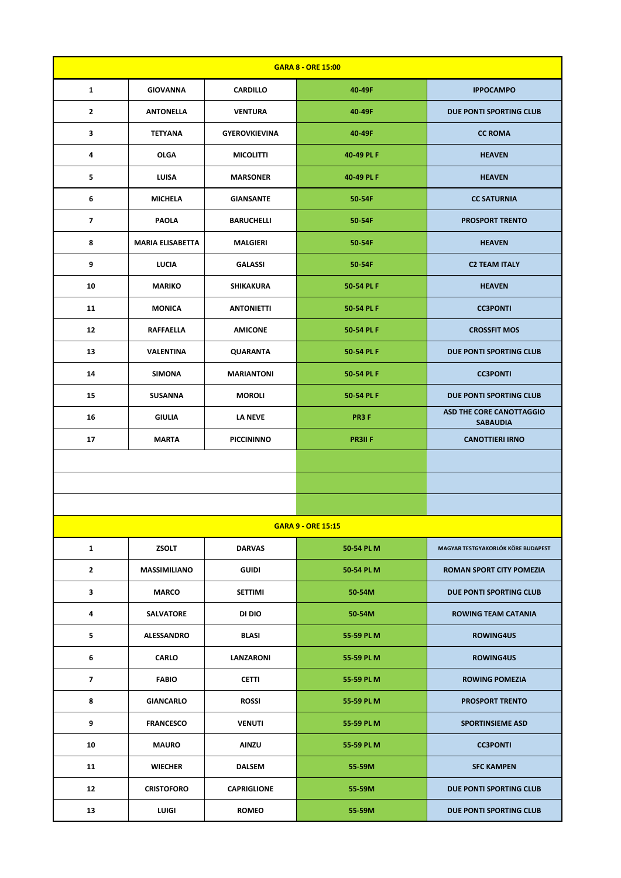| GARA 8 - ORE 15:00 | | | | |
|---|---|---|---|---|
| 1 | GIOVANNA | CARDILLO | 40-49F | IPPOCAMPO |
| 2 | ANTONELLA | VENTURA | 40-49F | DUE PONTI SPORTING CLUB |
| 3 | TETYANA | GYEROVKIEVINA | 40-49F | CC ROMA |
| 4 | OLGA | MICOLITTI | 40-49 PL F | HEAVEN |
| 5 | LUISA | MARSONER | 40-49 PL F | HEAVEN |
| 6 | MICHELA | GIANSANTE | 50-54F | CC SATURNIA |
| 7 | PAOLA | BARUCHELLI | 50-54F | PROSPORT TRENTO |
| 8 | MARIA ELISABETTA | MALGIERI | 50-54F | HEAVEN |
| 9 | LUCIA | GALASSI | 50-54F | C2 TEAM ITALY |
| 10 | MARIKO | SHIKAKURA | 50-54 PL F | HEAVEN |
| 11 | MONICA | ANTONIETTI | 50-54 PL F | CC3PONTI |
| 12 | RAFFAELLA | AMICONE | 50-54 PL F | CROSSFIT MOS |
| 13 | VALENTINA | QUARANTA | 50-54 PL F | DUE PONTI SPORTING CLUB |
| 14 | SIMONA | MARIANTONI | 50-54 PL F | CC3PONTI |
| 15 | SUSANNA | MOROLI | 50-54 PL F | DUE PONTI SPORTING CLUB |
| 16 | GIULIA | LA NEVE | PR3 F | ASD THE CORE CANOTTAGGIO SABAUDIA |
| 17 | MARTA | PICCININNO | PR3II F | CANOTTIERI IRNO |
| | | | | |
| | | | | |
| | | | | |

| GARA 9 - ORE 15:15 | | | | |
|---|---|---|---|---|
| 1 | ZSOLT | DARVAS | 50-54 PL M | MAGYAR TESTGYAKORLÓK KÖRE BUDAPEST |
| 2 | MASSIMILIANO | GUIDI | 50-54 PL M | ROMAN SPORT CITY POMEZIA |
| 3 | MARCO | SETTIMI | 50-54M | DUE PONTI SPORTING CLUB |
| 4 | SALVATORE | DI DIO | 50-54M | ROWING TEAM CATANIA |
| 5 | ALESSANDRO | BLASI | 55-59 PL M | ROWING4US |
| 6 | CARLO | LANZARONI | 55-59 PL M | ROWING4US |
| 7 | FABIO | CETTI | 55-59 PL M | ROWING POMEZIA |
| 8 | GIANCARLO | ROSSI | 55-59 PL M | PROSPORT TRENTO |
| 9 | FRANCESCO | VENUTI | 55-59 PL M | SPORTINSIEME ASD |
| 10 | MAURO | AINZU | 55-59 PL M | CC3PONTI |
| 11 | WIECHER | DALSEM | 55-59M | SFC KAMPEN |
| 12 | CRISTOFORO | CAPRIGLIONE | 55-59M | DUE PONTI SPORTING CLUB |
| 13 | LUIGI | ROMEO | 55-59M | DUE PONTI SPORTING CLUB |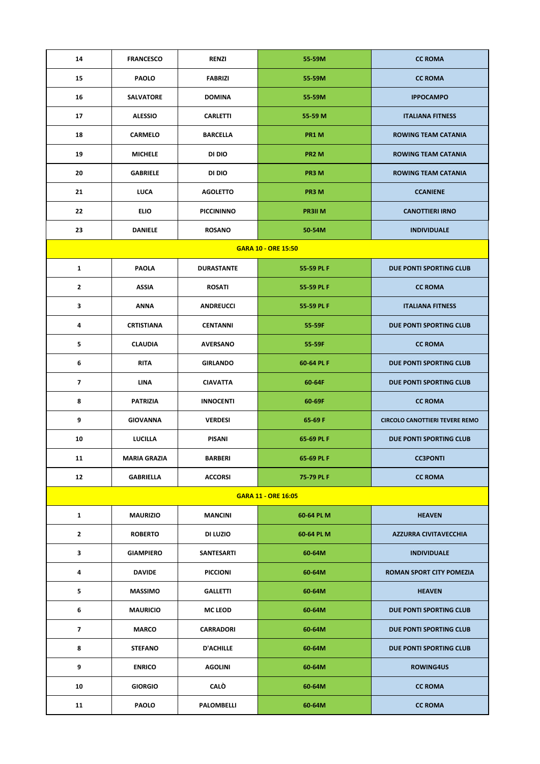| 14 | FRANCESCO | RENZI | 55-59M | CC ROMA |
|---|---|---|---|---|
| 15 | PAOLO | FABRIZI | 55-59M | CC ROMA |
| 16 | SALVATORE | DOMINA | 55-59M | IPPOCAMPO |
| 17 | ALESSIO | CARLETTI | 55-59 M | ITALIANA FITNESS |
| 18 | CARMELO | BARCELLA | PR1 M | ROWING TEAM CATANIA |
| 19 | MICHELE | DI DIO | PR2 M | ROWING TEAM CATANIA |
| 20 | GABRIELE | DI DIO | PR3 M | ROWING TEAM CATANIA |
| 21 | LUCA | AGOLETTO | PR3 M | CCANIENE |
| 22 | ELIO | PICCININNO | PR3II M | CANOTTIERI IRNO |
| 23 | DANIELE | ROSANO | 50-54M | INDIVIDUALE |
| **GARA 10 - ORE 15:50** | | | | |
| 1 | PAOLA | DURASTANTE | 55-59 PL F | DUE PONTI SPORTING CLUB |
| 2 | ASSIA | ROSATI | 55-59 PL F | CC ROMA |
| 3 | ANNA | ANDREUCCI | 55-59 PL F | ITALIANA FITNESS |
| 4 | CRTISTIANA | CENTANNI | 55-59F | DUE PONTI SPORTING CLUB |
| 5 | CLAUDIA | AVERSANO | 55-59F | CC ROMA |
| 6 | RITA | GIRLANDO | 60-64 PL F | DUE PONTI SPORTING CLUB |
| 7 | LINA | CIAVATTA | 60-64F | DUE PONTI SPORTING CLUB |
| 8 | PATRIZIA | INNOCENTI | 60-69F | CC ROMA |
| 9 | GIOVANNA | VERDESI | 65-69 F | CIRCOLO CANOTTIERI TEVERE REMO |
| 10 | LUCILLA | PISANI | 65-69 PL F | DUE PONTI SPORTING CLUB |
| 11 | MARIA GRAZIA | BARBERI | 65-69 PL F | CC3PONTI |
| 12 | GABRIELLA | ACCORSI | 75-79 PL F | CC ROMA |
| **GARA 11 - ORE 16:05** | | | | |
| 1 | MAURIZIO | MANCINI | 60-64 PL M | HEAVEN |
| 2 | ROBERTO | DI LUZIO | 60-64 PL M | AZZURRA CIVITAVECCHIA |
| 3 | GIAMPIERO | SANTESARTI | 60-64M | INDIVIDUALE |
| 4 | DAVIDE | PICCIONI | 60-64M | ROMAN SPORT CITY POMEZIA |
| 5 | MASSIMO | GALLETTI | 60-64M | HEAVEN |
| 6 | MAURICIO | MC LEOD | 60-64M | DUE PONTI SPORTING CLUB |
| 7 | MARCO | CARRADORI | 60-64M | DUE PONTI SPORTING CLUB |
| 8 | STEFANO | D'ACHILLE | 60-64M | DUE PONTI SPORTING CLUB |
| 9 | ENRICO | AGOLINI | 60-64M | ROWING4US |
| 10 | GIORGIO | CALÒ | 60-64M | CC ROMA |
| 11 | PAOLO | PALOMBELLI | 60-64M | CC ROMA |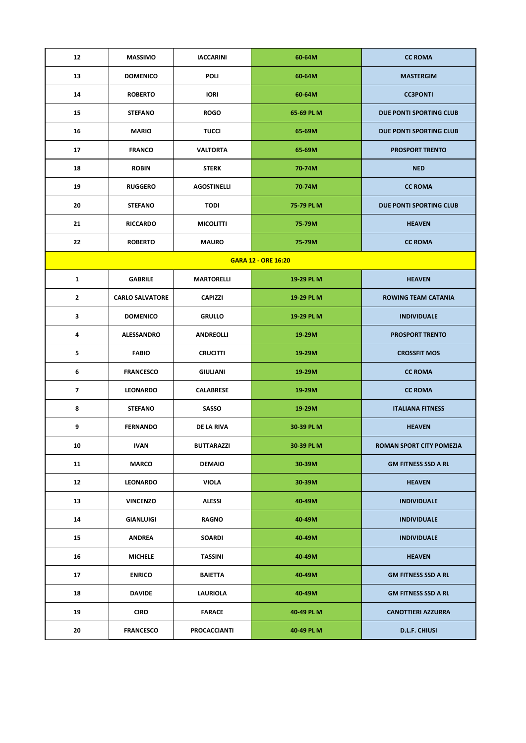| 12 | MASSIMO | IACCARINI | 60-64M | CC ROMA |
|---|---|---|---|---|
| 13 | DOMENICO | POLI | 60-64M | MASTERGIM |
| 14 | ROBERTO | IORI | 60-64M | CC3PONTI |
| 15 | STEFANO | ROGO | 65-69 PL M | DUE PONTI SPORTING CLUB |
| 16 | MARIO | TUCCI | 65-69M | DUE PONTI SPORTING CLUB |
| 17 | FRANCO | VALTORTA | 65-69M | PROSPORT TRENTO |
| 18 | ROBIN | STERK | 70-74M | NED |
| 19 | RUGGERO | AGOSTINELLI | 70-74M | CC ROMA |
| 20 | STEFANO | TODI | 75-79 PL M | DUE PONTI SPORTING CLUB |
| 21 | RICCARDO | MICOLITTI | 75-79M | HEAVEN |
| 22 | ROBERTO | MAURO | 75-79M | CC ROMA |
| **GARA 12 - ORE 16:20** | | | | |
| 1 | GABRILE | MARTORELLI | 19-29 PL M | HEAVEN |
| 2 | CARLO SALVATORE | CAPIZZI | 19-29 PL M | ROWING TEAM CATANIA |
| 3 | DOMENICO | GRULLO | 19-29 PL M | INDIVIDUALE |
| 4 | ALESSANDRO | ANDREOLLI | 19-29M | PROSPORT TRENTO |
| 5 | FABIO | CRUCITTI | 19-29M | CROSSFIT MOS |
| 6 | FRANCESCO | GIULIANI | 19-29M | CC ROMA |
| 7 | LEONARDO | CALABRESE | 19-29M | CC ROMA |
| 8 | STEFANO | SASSO | 19-29M | ITALIANA FITNESS |
| 9 | FERNANDO | DE LA RIVA | 30-39 PL M | HEAVEN |
| 10 | IVAN | BUTTARAZZI | 30-39 PL M | ROMAN SPORT CITY POMEZIA |
| 11 | MARCO | DEMAIO | 30-39M | GM FITNESS SSD A RL |
| 12 | LEONARDO | VIOLA | 30-39M | HEAVEN |
| 13 | VINCENZO | ALESSI | 40-49M | INDIVIDUALE |
| 14 | GIANLUIGI | RAGNO | 40-49M | INDIVIDUALE |
| 15 | ANDREA | SOARDI | 40-49M | INDIVIDUALE |
| 16 | MICHELE | TASSINI | 40-49M | HEAVEN |
| 17 | ENRICO | BAIETTA | 40-49M | GM FITNESS SSD A RL |
| 18 | DAVIDE | LAURIOLA | 40-49M | GM FITNESS SSD A RL |
| 19 | CIRO | FARACE | 40-49 PL M | CANOTTIERI AZZURRA |
| 20 | FRANCESCO | PROCACCIANTI | 40-49 PL M | D.L.F. CHIUSI |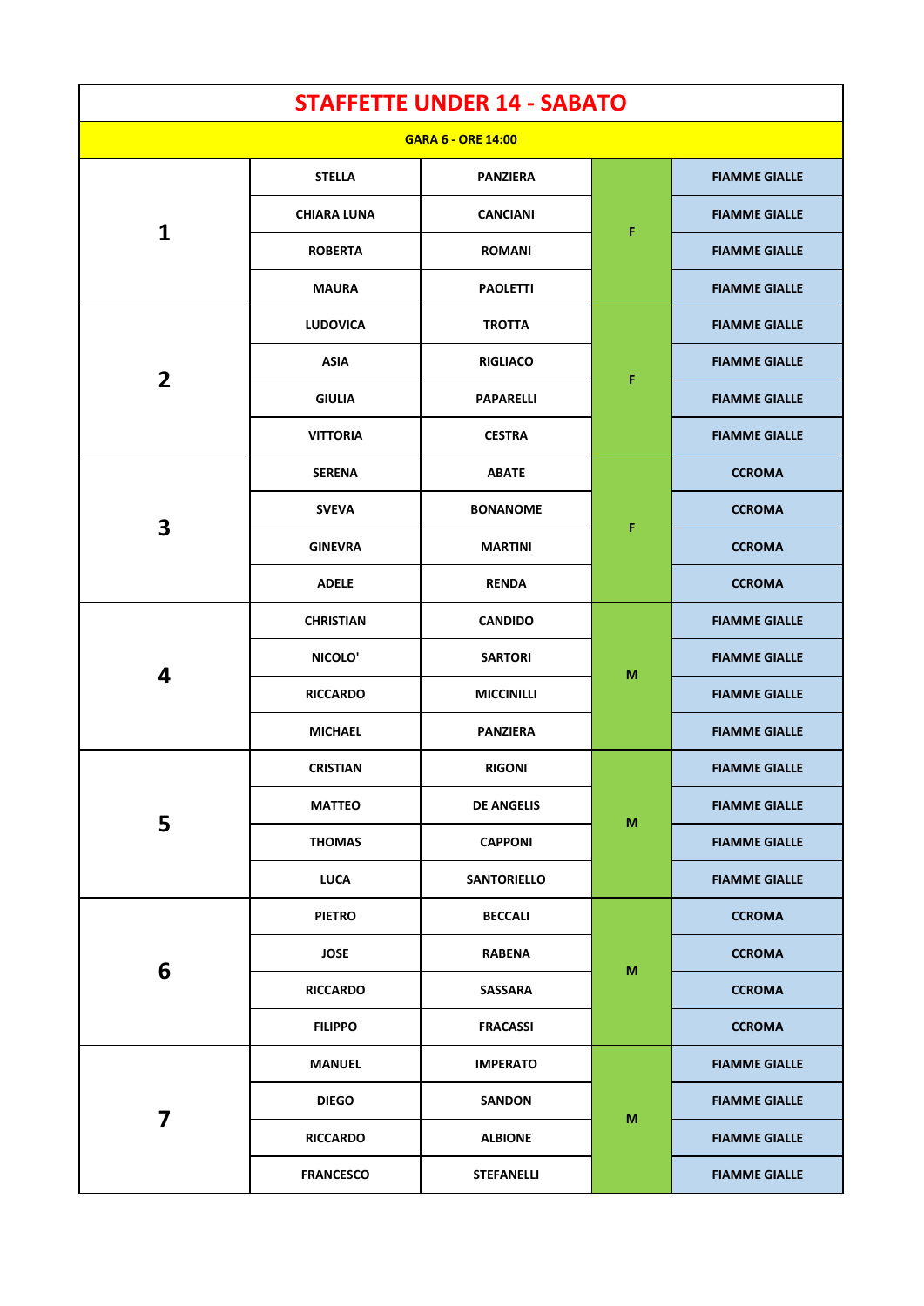# STAFFETTE UNDER 14 - SABATO

**GARA 6 - ORE 14:00**

| | | | | |
|---|---|---|---|---|
| 1 | STELLA | PANZIERA | F | FIAMME GIALLE |
| | CHIARA LUNA | CANCIANI | | FIAMME GIALLE |
| | ROBERTA | ROMANI | | FIAMME GIALLE |
| | MAURA | PAOLETTI | | FIAMME GIALLE |
| 2 | LUDOVICA | TROTTA | F | FIAMME GIALLE |
| | ASIA | RIGLIACO | | FIAMME GIALLE |
| | GIULIA | PAPARELLI | | FIAMME GIALLE |
| | VITTORIA | CESTRA | | FIAMME GIALLE |
| 3 | SERENA | ABATE | F | CCROMA |
| | SVEVA | BONANOME | | CCROMA |
| | GINEVRA | MARTINI | | CCROMA |
| | ADELE | RENDA | | CCROMA |
| 4 | CHRISTIAN | CANDIDO | M | FIAMME GIALLE |
| | NICOLO' | SARTORI | | FIAMME GIALLE |
| | RICCARDO | MICCINILLI | | FIAMME GIALLE |
| | MICHAEL | PANZIERA | | FIAMME GIALLE |
| 5 | CRISTIAN | RIGONI | M | FIAMME GIALLE |
| | MATTEO | DE ANGELIS | | FIAMME GIALLE |
| | THOMAS | CAPPONI | | FIAMME GIALLE |
| | LUCA | SANTORIELLO | | FIAMME GIALLE |
| 6 | PIETRO | BECCALI | M | CCROMA |
| | JOSE | RABENA | | CCROMA |
| | RICCARDO | SASSARA | | CCROMA |
| | FILIPPO | FRACASSI | | CCROMA |
| 7 | MANUEL | IMPERATO | M | FIAMME GIALLE |
| | DIEGO | SANDON | | FIAMME GIALLE |
| | RICCARDO | ALBIONE | | FIAMME GIALLE |
| | FRANCESCO | STEFANELLI | | FIAMME GIALLE |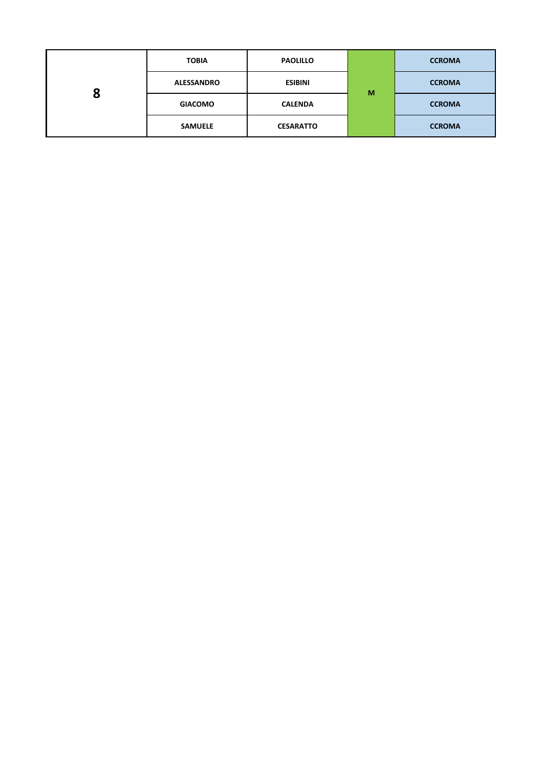| | | | | |
|---|---|---|---|---|
| **8** | **TOBIA** | **PAOLILLO** | **M** | **CCROMA** |
| | **ALESSANDRO** | **ESIBINI** | | **CCROMA** |
| | **GIACOMO** | **CALENDA** | | **CCROMA** |
| | **SAMUELE** | **CESARATTO** | | **CCROMA** |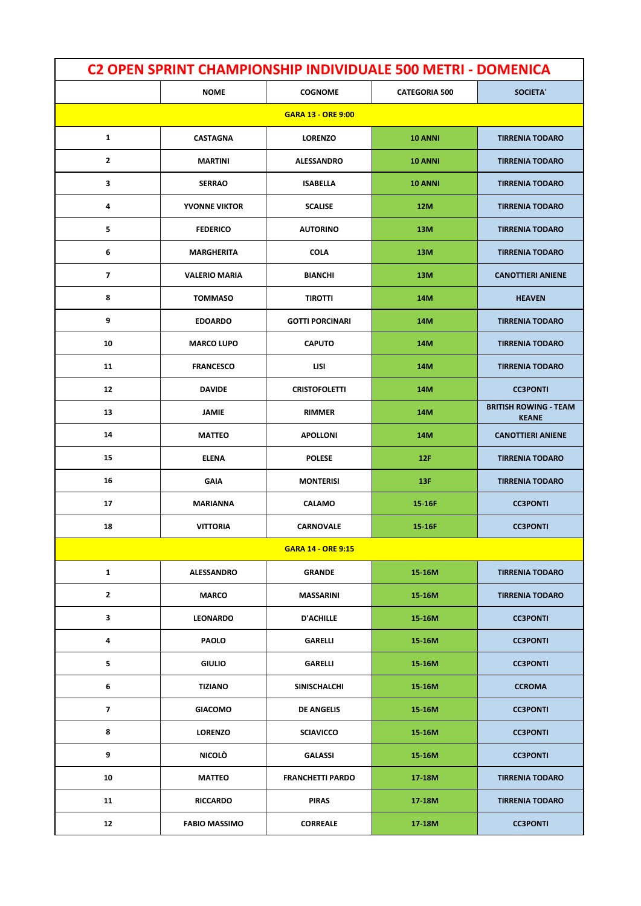| C2 OPEN SPRINT CHAMPIONSHIP INDIVIDUALE 500 METRI - DOMENICA | | | | |
|---|---|---|---|---|
| | NOME | COGNOME | CATEGORIA 500 | SOCIETA' |
| GARA 13 - ORE 9:00 | | | | |
| 1 | CASTAGNA | LORENZO | 10 ANNI | TIRRENIA TODARO |
| 2 | MARTINI | ALESSANDRO | 10 ANNI | TIRRENIA TODARO |
| 3 | SERRAO | ISABELLA | 10 ANNI | TIRRENIA TODARO |
| 4 | YVONNE VIKTOR | SCALISE | 12M | TIRRENIA TODARO |
| 5 | FEDERICO | AUTORINO | 13M | TIRRENIA TODARO |
| 6 | MARGHERITA | COLA | 13M | TIRRENIA TODARO |
| 7 | VALERIO MARIA | BIANCHI | 13M | CANOTTIERI ANIENE |
| 8 | TOMMASO | TIROTTI | 14M | HEAVEN |
| 9 | EDOARDO | GOTTI PORCINARI | 14M | TIRRENIA TODARO |
| 10 | MARCO LUPO | CAPUTO | 14M | TIRRENIA TODARO |
| 11 | FRANCESCO | LISI | 14M | TIRRENIA TODARO |
| 12 | DAVIDE | CRISTOFOLETTI | 14M | CC3PONTI |
| 13 | JAMIE | RIMMER | 14M | BRITISH ROWING - TEAM KEANE |
| 14 | MATTEO | APOLLONI | 14M | CANOTTIERI ANIENE |
| 15 | ELENA | POLESE | 12F | TIRRENIA TODARO |
| 16 | GAIA | MONTERISI | 13F | TIRRENIA TODARO |
| 17 | MARIANNA | CALAMO | 15-16F | CC3PONTI |
| 18 | VITTORIA | CARNOVALE | 15-16F | CC3PONTI |
| GARA 14 - ORE 9:15 | | | | |
| 1 | ALESSANDRO | GRANDE | 15-16M | TIRRENIA TODARO |
| 2 | MARCO | MASSARINI | 15-16M | TIRRENIA TODARO |
| 3 | LEONARDO | D'ACHILLE | 15-16M | CC3PONTI |
| 4 | PAOLO | GARELLI | 15-16M | CC3PONTI |
| 5 | GIULIO | GARELLI | 15-16M | CC3PONTI |
| 6 | TIZIANO | SINISCHALCHI | 15-16M | CCROMA |
| 7 | GIACOMO | DE ANGELIS | 15-16M | CC3PONTI |
| 8 | LORENZO | SCIAVICCO | 15-16M | CC3PONTI |
| 9 | NICOLÒ | GALASSI | 15-16M | CC3PONTI |
| 10 | MATTEO | FRANCHETTI PARDO | 17-18M | TIRRENIA TODARO |
| 11 | RICCARDO | PIRAS | 17-18M | TIRRENIA TODARO |
| 12 | FABIO MASSIMO | CORREALE | 17-18M | CC3PONTI |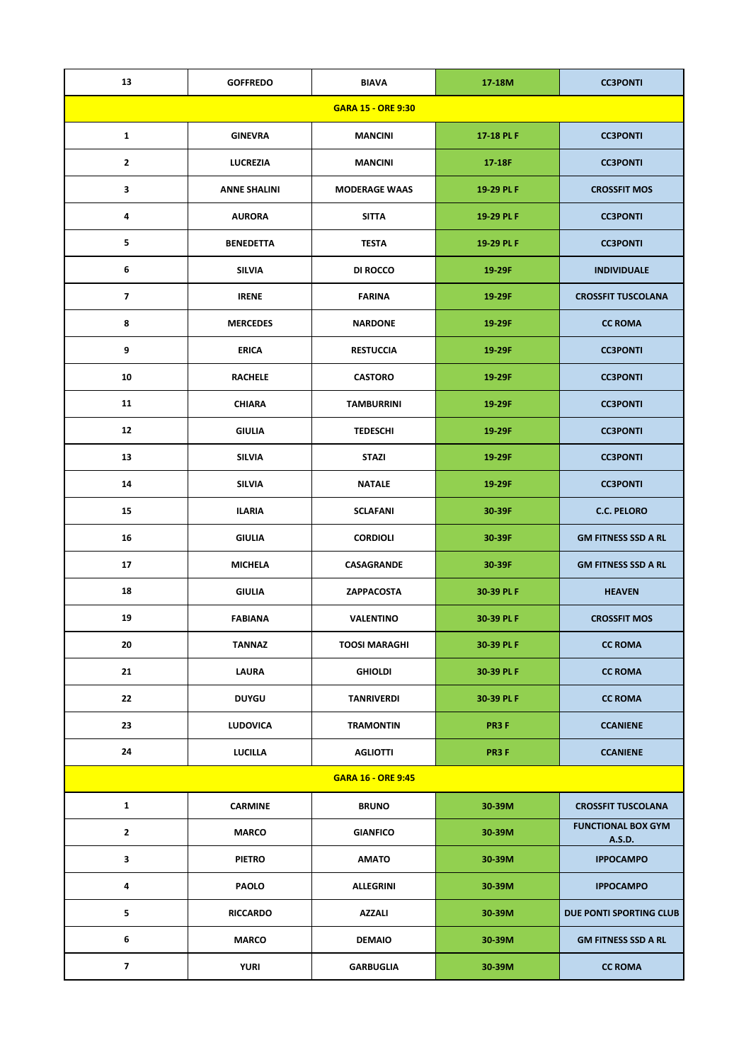| 13 | GOFFREDO | BIAVA | 17-18M | CC3PONTI |
| --- | --- | --- | --- | --- |
| **GARA 15 - ORE 9:30** | | | | |
| 1 | GINEVRA | MANCINI | 17-18 PL F | CC3PONTI |
| 2 | LUCREZIA | MANCINI | 17-18F | CC3PONTI |
| 3 | ANNE SHALINI | MODERAGE WAAS | 19-29 PL F | CROSSFIT MOS |
| 4 | AURORA | SITTA | 19-29 PL F | CC3PONTI |
| 5 | BENEDETTA | TESTA | 19-29 PL F | CC3PONTI |
| 6 | SILVIA | DI ROCCO | 19-29F | INDIVIDUALE |
| 7 | IRENE | FARINA | 19-29F | CROSSFIT TUSCOLANA |
| 8 | MERCEDES | NARDONE | 19-29F | CC ROMA |
| 9 | ERICA | RESTUCCIA | 19-29F | CC3PONTI |
| 10 | RACHELE | CASTORO | 19-29F | CC3PONTI |
| 11 | CHIARA | TAMBURRINI | 19-29F | CC3PONTI |
| 12 | GIULIA | TEDESCHI | 19-29F | CC3PONTI |
| 13 | SILVIA | STAZI | 19-29F | CC3PONTI |
| 14 | SILVIA | NATALE | 19-29F | CC3PONTI |
| 15 | ILARIA | SCLAFANI | 30-39F | C.C. PELORO |
| 16 | GIULIA | CORDIOLI | 30-39F | GM FITNESS SSD A RL |
| 17 | MICHELA | CASAGRANDE | 30-39F | GM FITNESS SSD A RL |
| 18 | GIULIA | ZAPPACOSTA | 30-39 PL F | HEAVEN |
| 19 | FABIANA | VALENTINO | 30-39 PL F | CROSSFIT MOS |
| 20 | TANNAZ | TOOSI MARAGHI | 30-39 PL F | CC ROMA |
| 21 | LAURA | GHIOLDI | 30-39 PL F | CC ROMA |
| 22 | DUYGU | TANRIVERDI | 30-39 PL F | CC ROMA |
| 23 | LUDOVICA | TRAMONTIN | PR3 F | CCANIENE |
| 24 | LUCILLA | AGLIOTTI | PR3 F | CCANIENE |
| **GARA 16 - ORE 9:45** | | | | |
| 1 | CARMINE | BRUNO | 30-39M | CROSSFIT TUSCOLANA |
| 2 | MARCO | GIANFICO | 30-39M | FUNCTIONAL BOX GYM A.S.D. |
| 3 | PIETRO | AMATO | 30-39M | IPPOCAMPO |
| 4 | PAOLO | ALLEGRINI | 30-39M | IPPOCAMPO |
| 5 | RICCARDO | AZZALI | 30-39M | DUE PONTI SPORTING CLUB |
| 6 | MARCO | DEMAIO | 30-39M | GM FITNESS SSD A RL |
| 7 | YURI | GARBUGLIA | 30-39M | CC ROMA |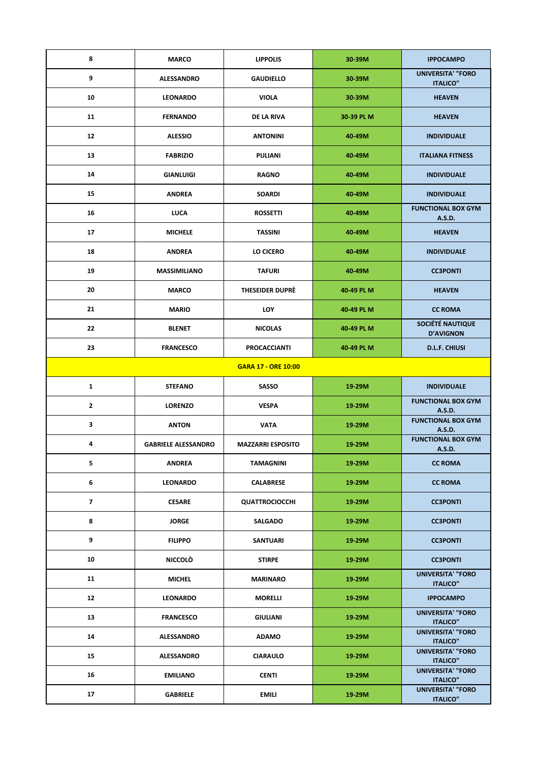| 8 | MARCO | LIPPOLIS | 30-39M | IPPOCAMPO |
|---|---|---|---|---|
| 9 | ALESSANDRO | GAUDIELLO | 30-39M | UNIVERSITA' "FORO ITALICO" |
| 10 | LEONARDO | VIOLA | 30-39M | HEAVEN |
| 11 | FERNANDO | DE LA RIVA | 30-39 PL M | HEAVEN |
| 12 | ALESSIO | ANTONINI | 40-49M | INDIVIDUALE |
| 13 | FABRIZIO | PULIANI | 40-49M | ITALIANA FITNESS |
| 14 | GIANLUIGI | RAGNO | 40-49M | INDIVIDUALE |
| 15 | ANDREA | SOARDI | 40-49M | INDIVIDUALE |
| 16 | LUCA | ROSSETTI | 40-49M | FUNCTIONAL BOX GYM A.S.D. |
| 17 | MICHELE | TASSINI | 40-49M | HEAVEN |
| 18 | ANDREA | LO CICERO | 40-49M | INDIVIDUALE |
| 19 | MASSIMILIANO | TAFURI | 40-49M | CC3PONTI |
| 20 | MARCO | THESEIDER DUPRÈ | 40-49 PL M | HEAVEN |
| 21 | MARIO | LOY | 40-49 PL M | CC ROMA |
| 22 | BLENET | NICOLAS | 40-49 PL M | SOCIÉTÉ NAUTIQUE D'AVIGNON |
| 23 | FRANCESCO | PROCACCIANTI | 40-49 PL M | D.L.F. CHIUSI |
| **GARA 17 - ORE 10:00** | | | | |
| 1 | STEFANO | SASSO | 19-29M | INDIVIDUALE |
| 2 | LORENZO | VESPA | 19-29M | FUNCTIONAL BOX GYM A.S.D. |
| 3 | ANTON | VATA | 19-29M | FUNCTIONAL BOX GYM A.S.D. |
| 4 | GABRIELE ALESSANDRO | MAZZARRI ESPOSITO | 19-29M | FUNCTIONAL BOX GYM A.S.D. |
| 5 | ANDREA | TAMAGNINI | 19-29M | CC ROMA |
| 6 | LEONARDO | CALABRESE | 19-29M | CC ROMA |
| 7 | CESARE | QUATTROCIOCCHI | 19-29M | CC3PONTI |
| 8 | JORGE | SALGADO | 19-29M | CC3PONTI |
| 9 | FILIPPO | SANTUARI | 19-29M | CC3PONTI |
| 10 | NICCOLÒ | STIRPE | 19-29M | CC3PONTI |
| 11 | MICHEL | MARINARO | 19-29M | UNIVERSITA' "FORO ITALICO" |
| 12 | LEONARDO | MORELLI | 19-29M | IPPOCAMPO |
| 13 | FRANCESCO | GIULIANI | 19-29M | UNIVERSITA' "FORO ITALICO" |
| 14 | ALESSANDRO | ADAMO | 19-29M | UNIVERSITA' "FORO ITALICO" |
| 15 | ALESSANDRO | CIARAULO | 19-29M | UNIVERSITA' "FORO ITALICO" |
| 16 | EMILIANO | CENTI | 19-29M | UNIVERSITA' "FORO ITALICO" |
| 17 | GABRIELE | EMILI | 19-29M | UNIVERSITA' "FORO ITALICO" |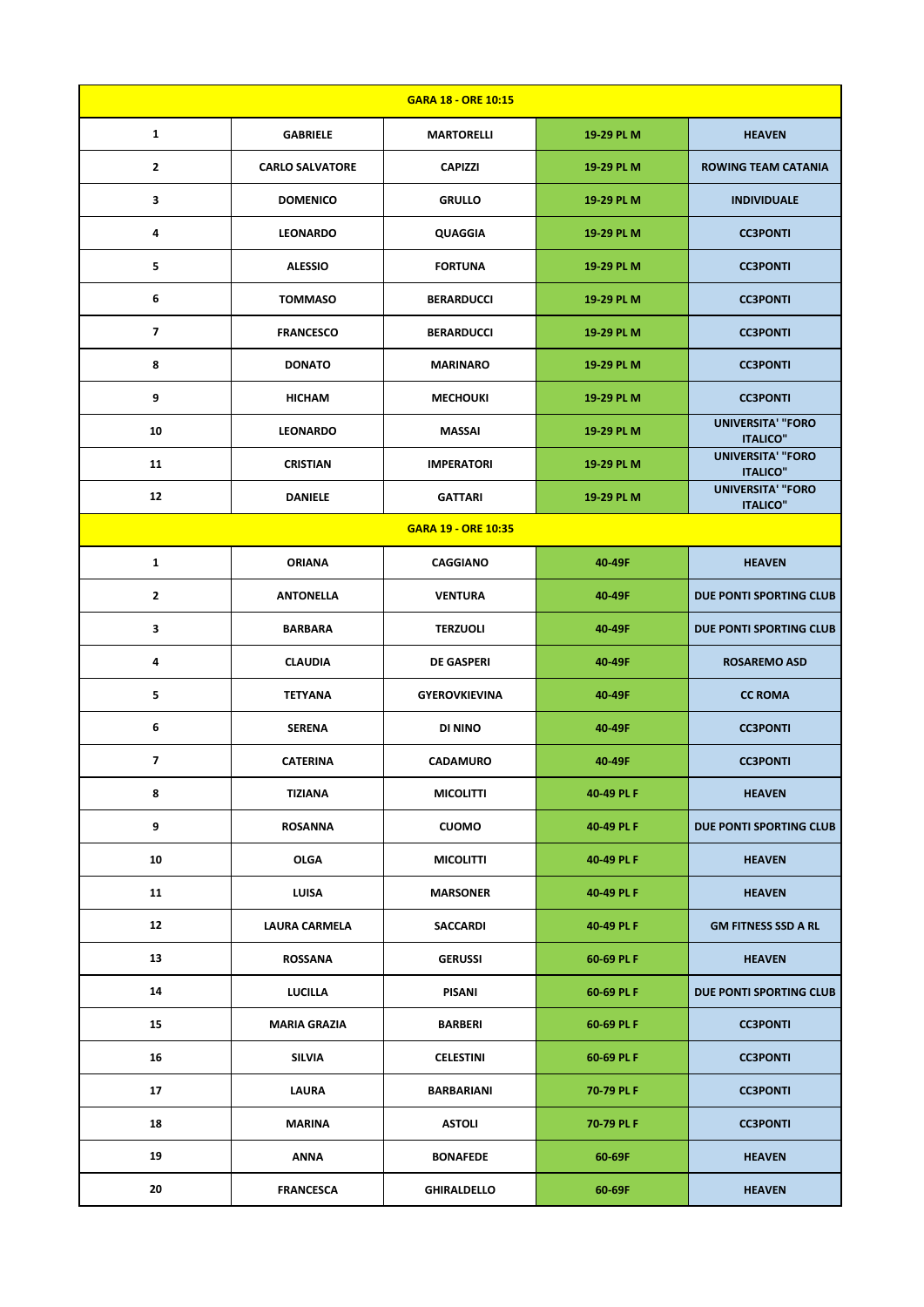| GARA 18 - ORE 10:15 | | | | |
|---|---|---|---|---|
| 1 | GABRIELE | MARTORELLI | 19-29 PL M | HEAVEN |
| 2 | CARLO SALVATORE | CAPIZZI | 19-29 PL M | ROWING TEAM CATANIA |
| 3 | DOMENICO | GRULLO | 19-29 PL M | INDIVIDUALE |
| 4 | LEONARDO | QUAGGIA | 19-29 PL M | CC3PONTI |
| 5 | ALESSIO | FORTUNA | 19-29 PL M | CC3PONTI |
| 6 | TOMMASO | BERARDUCCI | 19-29 PL M | CC3PONTI |
| 7 | FRANCESCO | BERARDUCCI | 19-29 PL M | CC3PONTI |
| 8 | DONATO | MARINARO | 19-29 PL M | CC3PONTI |
| 9 | HICHAM | MECHOUKI | 19-29 PL M | CC3PONTI |
| 10 | LEONARDO | MASSAI | 19-29 PL M | UNIVERSITA' "FORO ITALICO" |
| 11 | CRISTIAN | IMPERATORI | 19-29 PL M | UNIVERSITA' "FORO ITALICO" |
| 12 | DANIELE | GATTARI | 19-29 PL M | UNIVERSITA' "FORO ITALICO" |
| GARA 19 - ORE 10:35 | | | | |
| 1 | ORIANA | CAGGIANO | 40-49F | HEAVEN |
| 2 | ANTONELLA | VENTURA | 40-49F | DUE PONTI SPORTING CLUB |
| 3 | BARBARA | TERZUOLI | 40-49F | DUE PONTI SPORTING CLUB |
| 4 | CLAUDIA | DE GASPERI | 40-49F | ROSAREMO ASD |
| 5 | TETYANA | GYEROVKIEVINA | 40-49F | CC ROMA |
| 6 | SERENA | DI NINO | 40-49F | CC3PONTI |
| 7 | CATERINA | CADAMURO | 40-49F | CC3PONTI |
| 8 | TIZIANA | MICOLITTI | 40-49 PL F | HEAVEN |
| 9 | ROSANNA | CUOMO | 40-49 PL F | DUE PONTI SPORTING CLUB |
| 10 | OLGA | MICOLITTI | 40-49 PL F | HEAVEN |
| 11 | LUISA | MARSONER | 40-49 PL F | HEAVEN |
| 12 | LAURA CARMELA | SACCARDI | 40-49 PL F | GM FITNESS SSD A RL |
| 13 | ROSSANA | GERUSSI | 60-69 PL F | HEAVEN |
| 14 | LUCILLA | PISANI | 60-69 PL F | DUE PONTI SPORTING CLUB |
| 15 | MARIA GRAZIA | BARBERI | 60-69 PL F | CC3PONTI |
| 16 | SILVIA | CELESTINI | 60-69 PL F | CC3PONTI |
| 17 | LAURA | BARBARIANI | 70-79 PL F | CC3PONTI |
| 18 | MARINA | ASTOLI | 70-79 PL F | CC3PONTI |
| 19 | ANNA | BONAFEDE | 60-69F | HEAVEN |
| 20 | FRANCESCA | GHIRALDELLO | 60-69F | HEAVEN |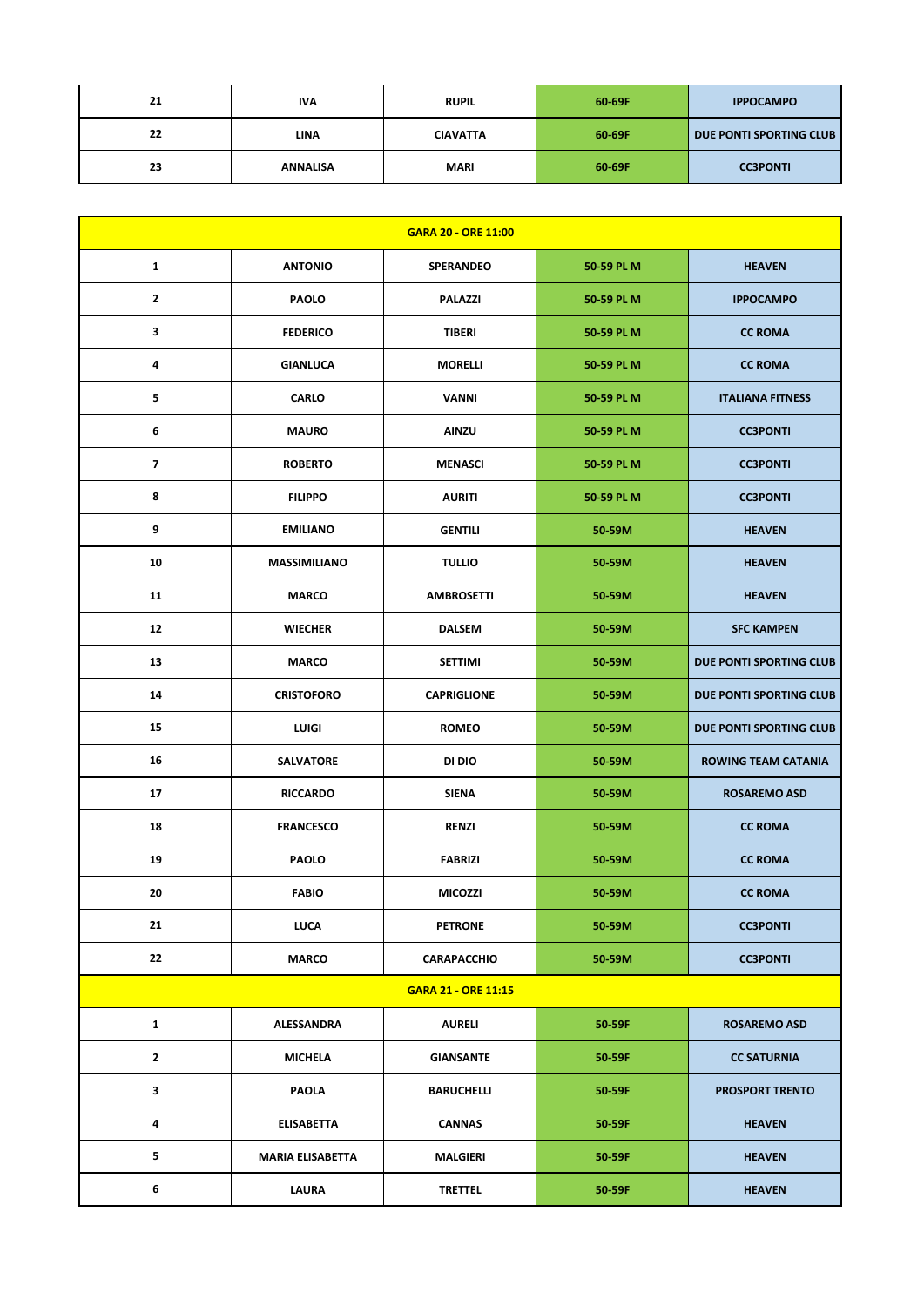| 21 | IVA | RUPIL | 60-69F | IPPOCAMPO |
|---|---|---|---|---|
| 22 | LINA | CIAVATTA | 60-69F | DUE PONTI SPORTING CLUB |
| 23 | ANNALISA | MARI | 60-69F | CC3PONTI |

| GARA 20 - ORE 11:00 | | | | |
|---|---|---|---|---|
| 1 | ANTONIO | SPERANDEO | 50-59 PL M | HEAVEN |
| 2 | PAOLO | PALAZZI | 50-59 PL M | IPPOCAMPO |
| 3 | FEDERICO | TIBERI | 50-59 PL M | CC ROMA |
| 4 | GIANLUCA | MORELLI | 50-59 PL M | CC ROMA |
| 5 | CARLO | VANNI | 50-59 PL M | ITALIANA FITNESS |
| 6 | MAURO | AINZU | 50-59 PL M | CC3PONTI |
| 7 | ROBERTO | MENASCI | 50-59 PL M | CC3PONTI |
| 8 | FILIPPO | AURITI | 50-59 PL M | CC3PONTI |
| 9 | EMILIANO | GENTILI | 50-59M | HEAVEN |
| 10 | MASSIMILIANO | TULLIO | 50-59M | HEAVEN |
| 11 | MARCO | AMBROSETTI | 50-59M | HEAVEN |
| 12 | WIECHER | DALSEM | 50-59M | SFC KAMPEN |
| 13 | MARCO | SETTIMI | 50-59M | DUE PONTI SPORTING CLUB |
| 14 | CRISTOFORO | CAPRIGLIONE | 50-59M | DUE PONTI SPORTING CLUB |
| 15 | LUIGI | ROMEO | 50-59M | DUE PONTI SPORTING CLUB |
| 16 | SALVATORE | DI DIO | 50-59M | ROWING TEAM CATANIA |
| 17 | RICCARDO | SIENA | 50-59M | ROSAREMO ASD |
| 18 | FRANCESCO | RENZI | 50-59M | CC ROMA |
| 19 | PAOLO | FABRIZI | 50-59M | CC ROMA |
| 20 | FABIO | MICOZZI | 50-59M | CC ROMA |
| 21 | LUCA | PETRONE | 50-59M | CC3PONTI |
| 22 | MARCO | CARAPACCHIO | 50-59M | CC3PONTI |
| **GARA 21 - ORE 11:15** | | | | |
| 1 | ALESSANDRA | AURELI | 50-59F | ROSAREMO ASD |
| 2 | MICHELA | GIANSANTE | 50-59F | CC SATURNIA |
| 3 | PAOLA | BARUCHELLI | 50-59F | PROSPORT TRENTO |
| 4 | ELISABETTA | CANNAS | 50-59F | HEAVEN |
| 5 | MARIA ELISABETTA | MALGIERI | 50-59F | HEAVEN |
| 6 | LAURA | TRETTEL | 50-59F | HEAVEN |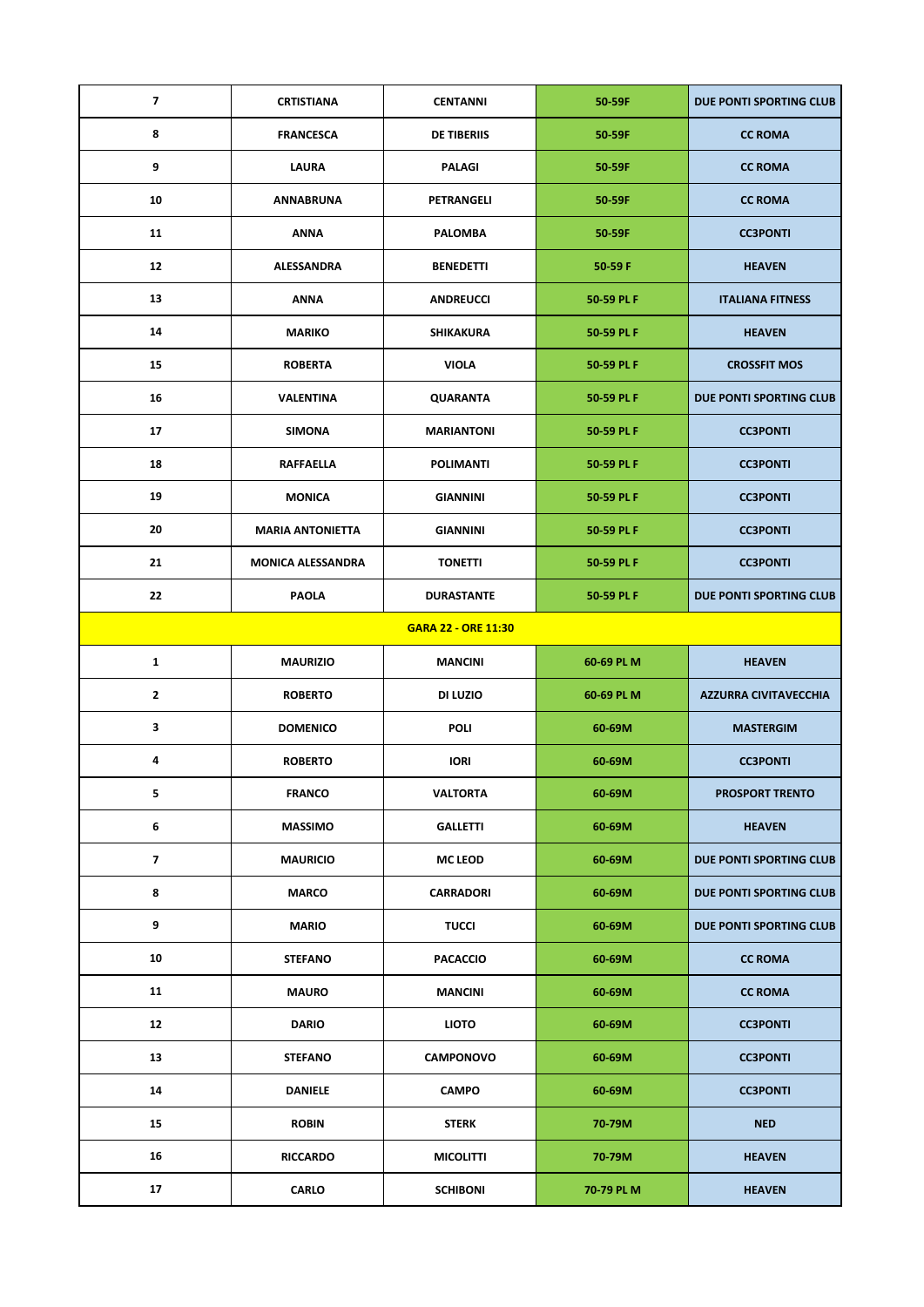| 7 | CRTISTIANA | CENTANNI | 50-59F | DUE PONTI SPORTING CLUB |
|---|---|---|---|---|
| 8 | FRANCESCA | DE TIBERIIS | 50-59F | CC ROMA |
| 9 | LAURA | PALAGI | 50-59F | CC ROMA |
| 10 | ANNABRUNA | PETRANGELI | 50-59F | CC ROMA |
| 11 | ANNA | PALOMBA | 50-59F | CC3PONTI |
| 12 | ALESSANDRA | BENEDETTI | 50-59 F | HEAVEN |
| 13 | ANNA | ANDREUCCI | 50-59 PL F | ITALIANA FITNESS |
| 14 | MARIKO | SHIKAKURA | 50-59 PL F | HEAVEN |
| 15 | ROBERTA | VIOLA | 50-59 PL F | CROSSFIT MOS |
| 16 | VALENTINA | QUARANTA | 50-59 PL F | DUE PONTI SPORTING CLUB |
| 17 | SIMONA | MARIANTONI | 50-59 PL F | CC3PONTI |
| 18 | RAFFAELLA | POLIMANTI | 50-59 PL F | CC3PONTI |
| 19 | MONICA | GIANNINI | 50-59 PL F | CC3PONTI |
| 20 | MARIA ANTONIETTA | GIANNINI | 50-59 PL F | CC3PONTI |
| 21 | MONICA ALESSANDRA | TONETTI | 50-59 PL F | CC3PONTI |
| 22 | PAOLA | DURASTANTE | 50-59 PL F | DUE PONTI SPORTING CLUB |
| | | GARA 22 - ORE 11:30 | | |
| 1 | MAURIZIO | MANCINI | 60-69 PL M | HEAVEN |
| 2 | ROBERTO | DI LUZIO | 60-69 PL M | AZZURRA CIVITAVECCHIA |
| 3 | DOMENICO | POLI | 60-69M | MASTERGIM |
| 4 | ROBERTO | IORI | 60-69M | CC3PONTI |
| 5 | FRANCO | VALTORTA | 60-69M | PROSPORT TRENTO |
| 6 | MASSIMO | GALLETTI | 60-69M | HEAVEN |
| 7 | MAURICIO | MC LEOD | 60-69M | DUE PONTI SPORTING CLUB |
| 8 | MARCO | CARRADORI | 60-69M | DUE PONTI SPORTING CLUB |
| 9 | MARIO | TUCCI | 60-69M | DUE PONTI SPORTING CLUB |
| 10 | STEFANO | PACACCIO | 60-69M | CC ROMA |
| 11 | MAURO | MANCINI | 60-69M | CC ROMA |
| 12 | DARIO | LIOTO | 60-69M | CC3PONTI |
| 13 | STEFANO | CAMPONOVO | 60-69M | CC3PONTI |
| 14 | DANIELE | CAMPO | 60-69M | CC3PONTI |
| 15 | ROBIN | STERK | 70-79M | NED |
| 16 | RICCARDO | MICOLITTI | 70-79M | HEAVEN |
| 17 | CARLO | SCHIBONI | 70-79 PL M | HEAVEN |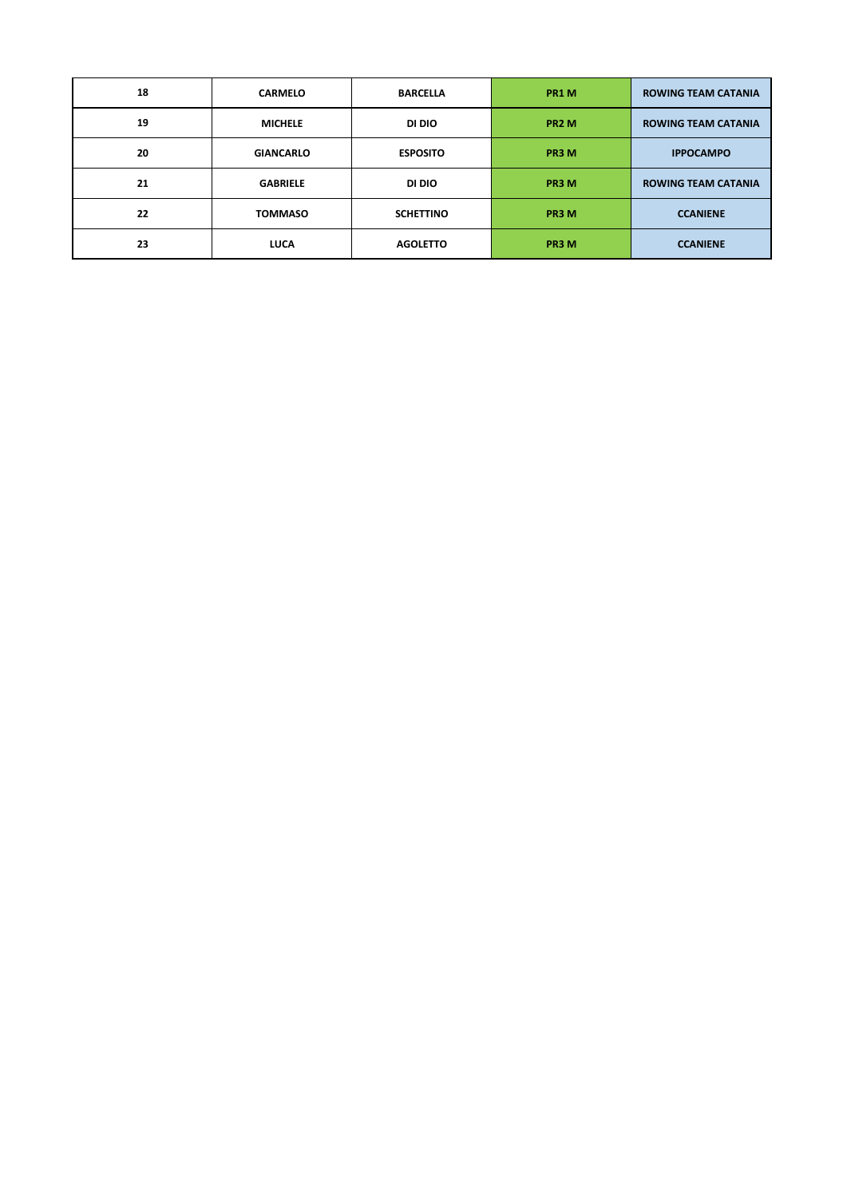| 18 | CARMELO | BARCELLA | PR1 M | ROWING TEAM CATANIA |
|---|---|---|---|---|
| 19 | MICHELE | DI DIO | PR2 M | ROWING TEAM CATANIA |
| 20 | GIANCARLO | ESPOSITO | PR3 M | IPPOCAMPO |
| 21 | GABRIELE | DI DIO | PR3 M | ROWING TEAM CATANIA |
| 22 | TOMMASO | SCHETTINO | PR3 M | CCANIENE |
| 23 | LUCA | AGOLETTO | PR3 M | CCANIENE |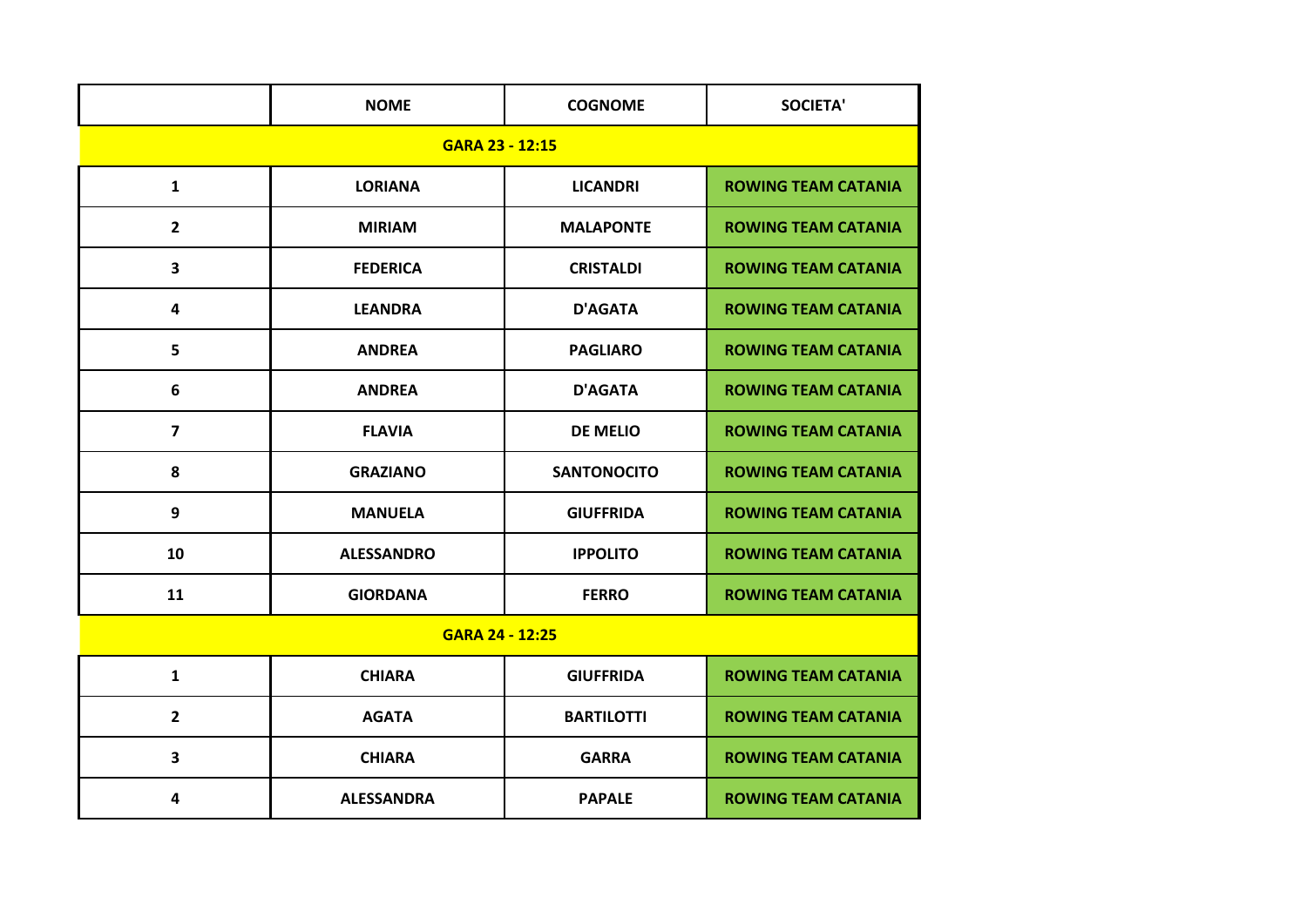| | NOME | COGNOME | SOCIETA' |
|---|---|---|---|
| **GARA 23 - 12:15** | | | |
| 1 | LORIANA | LICANDRI | ROWING TEAM CATANIA |
| 2 | MIRIAM | MALAPONTE | ROWING TEAM CATANIA |
| 3 | FEDERICA | CRISTALDI | ROWING TEAM CATANIA |
| 4 | LEANDRA | D'AGATA | ROWING TEAM CATANIA |
| 5 | ANDREA | PAGLIARO | ROWING TEAM CATANIA |
| 6 | ANDREA | D'AGATA | ROWING TEAM CATANIA |
| 7 | FLAVIA | DE MELIO | ROWING TEAM CATANIA |
| 8 | GRAZIANO | SANTONOCITO | ROWING TEAM CATANIA |
| 9 | MANUELA | GIUFFRIDA | ROWING TEAM CATANIA |
| 10 | ALESSANDRO | IPPOLITO | ROWING TEAM CATANIA |
| 11 | GIORDANA | FERRO | ROWING TEAM CATANIA |
| **GARA 24 - 12:25** | | | |
| 1 | CHIARA | GIUFFRIDA | ROWING TEAM CATANIA |
| 2 | AGATA | BARTILOTTI | ROWING TEAM CATANIA |
| 3 | CHIARA | GARRA | ROWING TEAM CATANIA |
| 4 | ALESSANDRA | PAPALE | ROWING TEAM CATANIA |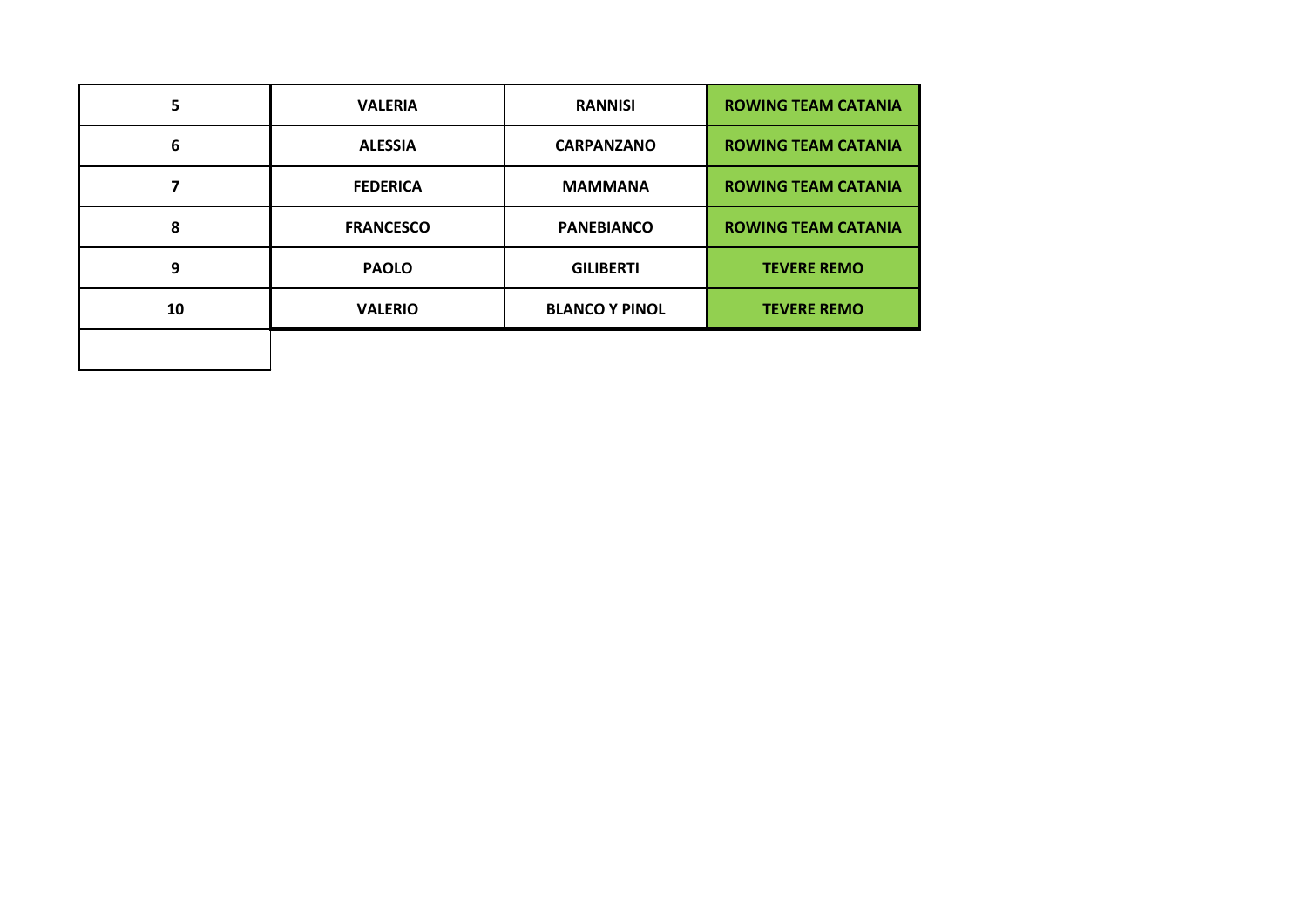| | | | |
|---|---|---|---|
| 5 | VALERIA | RANNISI | ROWING TEAM CATANIA |
| 6 | ALESSIA | CARPANZANO | ROWING TEAM CATANIA |
| 7 | FEDERICA | MAMMANA | ROWING TEAM CATANIA |
| 8 | FRANCESCO | PANEBIANCO | ROWING TEAM CATANIA |
| 9 | PAOLO | GILIBERTI | TEVERE REMO |
| 10 | VALERIO | BLANCO Y PINOL | TEVERE REMO |
| | | | |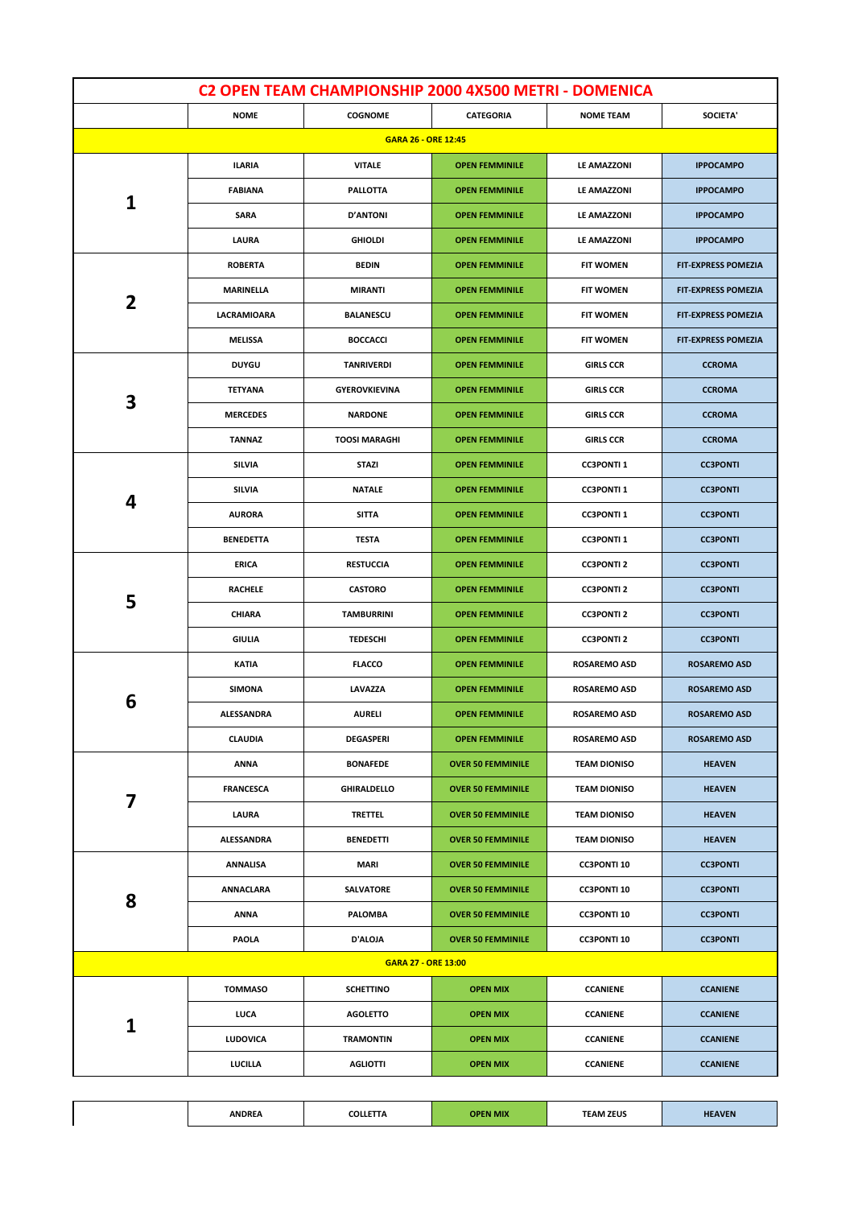| C2 OPEN TEAM CHAMPIONSHIP 2000 4X500 METRI - DOMENICA | | | | | |
|---|---|---|---|---|---|
| | NOME | COGNOME | CATEGORIA | NOME TEAM | SOCIETA' |
| GARA 26 - ORE 12:45 | | | | | |
| 1 | ILARIA | VITALE | OPEN FEMMINILE | LE AMAZZONI | IPPOCAMPO |
| | FABIANA | PALLOTTA | OPEN FEMMINILE | LE AMAZZONI | IPPOCAMPO |
| | SARA | D'ANTONI | OPEN FEMMINILE | LE AMAZZONI | IPPOCAMPO |
| | LAURA | GHIOLDI | OPEN FEMMINILE | LE AMAZZONI | IPPOCAMPO |
| 2 | ROBERTA | BEDIN | OPEN FEMMINILE | FIT WOMEN | FIT-EXPRESS POMEZIA |
| | MARINELLA | MIRANTI | OPEN FEMMINILE | FIT WOMEN | FIT-EXPRESS POMEZIA |
| | LACRAMIOARA | BALANESCU | OPEN FEMMINILE | FIT WOMEN | FIT-EXPRESS POMEZIA |
| | MELISSA | BOCCACCI | OPEN FEMMINILE | FIT WOMEN | FIT-EXPRESS POMEZIA |
| 3 | DUYGU | TANRIVERDI | OPEN FEMMINILE | GIRLS CCR | CCROMA |
| | TETYANA | GYEROVKIEVINA | OPEN FEMMINILE | GIRLS CCR | CCROMA |
| | MERCEDES | NARDONE | OPEN FEMMINILE | GIRLS CCR | CCROMA |
| | TANNAZ | TOOSI MARAGHI | OPEN FEMMINILE | GIRLS CCR | CCROMA |
| 4 | SILVIA | STAZI | OPEN FEMMINILE | CC3PONTI 1 | CC3PONTI |
| | SILVIA | NATALE | OPEN FEMMINILE | CC3PONTI 1 | CC3PONTI |
| | AURORA | SITTA | OPEN FEMMINILE | CC3PONTI 1 | CC3PONTI |
| | BENEDETTA | TESTA | OPEN FEMMINILE | CC3PONTI 1 | CC3PONTI |
| 5 | ERICA | RESTUCCIA | OPEN FEMMINILE | CC3PONTI 2 | CC3PONTI |
| | RACHELE | CASTORO | OPEN FEMMINILE | CC3PONTI 2 | CC3PONTI |
| | CHIARA | TAMBURRINI | OPEN FEMMINILE | CC3PONTI 2 | CC3PONTI |
| | GIULIA | TEDESCHI | OPEN FEMMINILE | CC3PONTI 2 | CC3PONTI |
| 6 | KATIA | FLACCO | OPEN FEMMINILE | ROSAREMO ASD | ROSAREMO ASD |
| | SIMONA | LAVAZZA | OPEN FEMMINILE | ROSAREMO ASD | ROSAREMO ASD |
| | ALESSANDRA | AURELI | OPEN FEMMINILE | ROSAREMO ASD | ROSAREMO ASD |
| | CLAUDIA | DEGASPERI | OPEN FEMMINILE | ROSAREMO ASD | ROSAREMO ASD |
| 7 | ANNA | BONAFEDE | OVER 50 FEMMINILE | TEAM DIONISO | HEAVEN |
| | FRANCESCA | GHIRALDELLO | OVER 50 FEMMINILE | TEAM DIONISO | HEAVEN |
| | LAURA | TRETTEL | OVER 50 FEMMINILE | TEAM DIONISO | HEAVEN |
| | ALESSANDRA | BENEDETTI | OVER 50 FEMMINILE | TEAM DIONISO | HEAVEN |
| 8 | ANNALISA | MARI | OVER 50 FEMMINILE | CC3PONTI 10 | CC3PONTI |
| | ANNACLARA | SALVATORE | OVER 50 FEMMINILE | CC3PONTI 10 | CC3PONTI |
| | ANNA | PALOMBA | OVER 50 FEMMINILE | CC3PONTI 10 | CC3PONTI |
| | PAOLA | D'ALOJA | OVER 50 FEMMINILE | CC3PONTI 10 | CC3PONTI |
| GARA 27 - ORE 13:00 | | | | | |
| 1 | TOMMASO | SCHETTINO | OPEN MIX | CCANIENE | CCANIENE |
| | LUCA | AGOLETTO | OPEN MIX | CCANIENE | CCANIENE |
| | LUDOVICA | TRAMONTIN | OPEN MIX | CCANIENE | CCANIENE |
| | LUCILLA | AGLIOTTI | OPEN MIX | CCANIENE | CCANIENE |
| | ANDREA | COLLETTA | OPEN MIX | TEAM ZEUS | HEAVEN |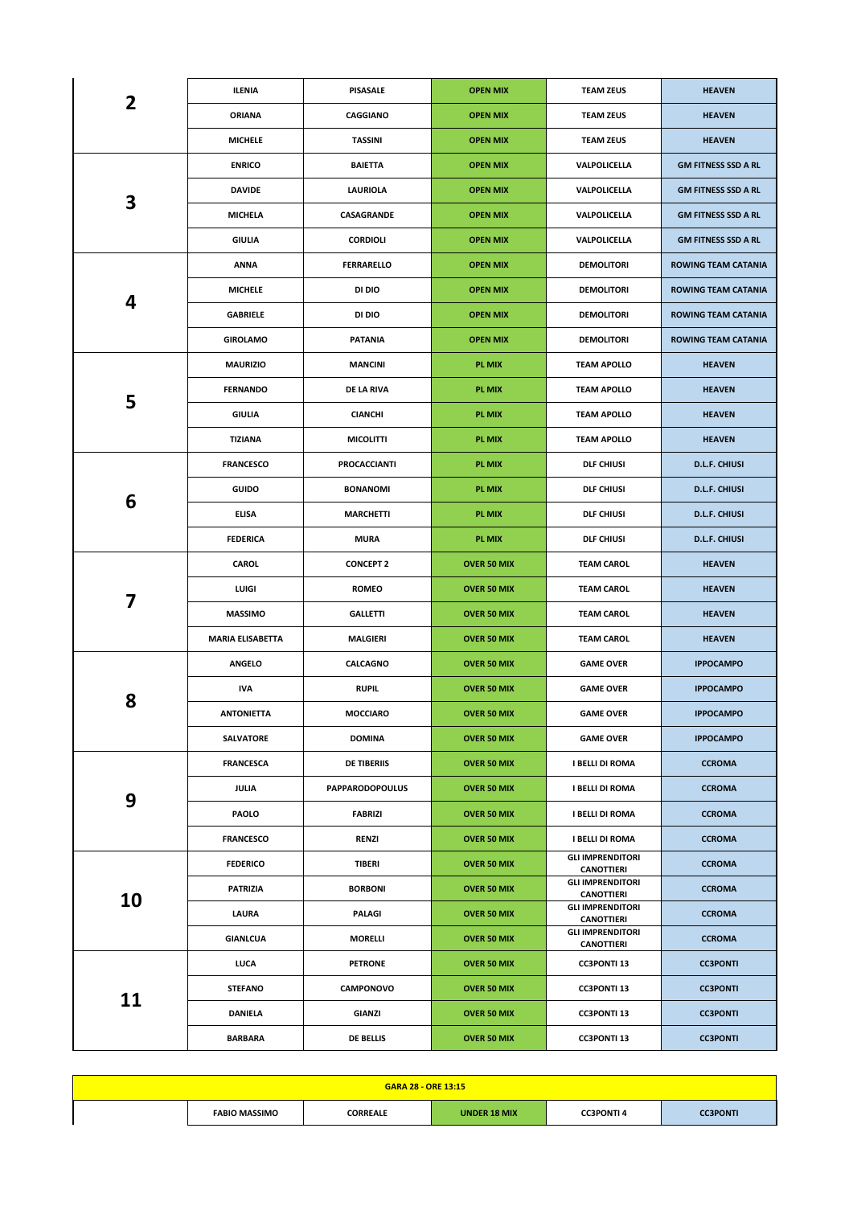| | | | | | |
|---|---|---|---|---|---|
| 2 | ILENIA | PISASALE | OPEN MIX | TEAM ZEUS | HEAVEN |
| | ORIANA | CAGGIANO | OPEN MIX | TEAM ZEUS | HEAVEN |
| | MICHELE | TASSINI | OPEN MIX | TEAM ZEUS | HEAVEN |
| 3 | ENRICO | BAIETTA | OPEN MIX | VALPOLICELLA | GM FITNESS SSD A RL |
| | DAVIDE | LAURIOLA | OPEN MIX | VALPOLICELLA | GM FITNESS SSD A RL |
| | MICHELA | CASAGRANDE | OPEN MIX | VALPOLICELLA | GM FITNESS SSD A RL |
| | GIULIA | CORDIOLI | OPEN MIX | VALPOLICELLA | GM FITNESS SSD A RL |
| 4 | ANNA | FERRARELLO | OPEN MIX | DEMOLITORI | ROWING TEAM CATANIA |
| | MICHELE | DI DIO | OPEN MIX | DEMOLITORI | ROWING TEAM CATANIA |
| | GABRIELE | DI DIO | OPEN MIX | DEMOLITORI | ROWING TEAM CATANIA |
| | GIROLAMO | PATANIA | OPEN MIX | DEMOLITORI | ROWING TEAM CATANIA |
| 5 | MAURIZIO | MANCINI | PL MIX | TEAM APOLLO | HEAVEN |
| | FERNANDO | DE LA RIVA | PL MIX | TEAM APOLLO | HEAVEN |
| | GIULIA | CIANCHI | PL MIX | TEAM APOLLO | HEAVEN |
| | TIZIANA | MICOLITTI | PL MIX | TEAM APOLLO | HEAVEN |
| 6 | FRANCESCO | PROCACCIANTI | PL MIX | DLF CHIUSI | D.L.F. CHIUSI |
| | GUIDO | BONANOMI | PL MIX | DLF CHIUSI | D.L.F. CHIUSI |
| | ELISA | MARCHETTI | PL MIX | DLF CHIUSI | D.L.F. CHIUSI |
| | FEDERICA | MURA | PL MIX | DLF CHIUSI | D.L.F. CHIUSI |
| 7 | CAROL | CONCEPT 2 | OVER 50 MIX | TEAM CAROL | HEAVEN |
| | LUIGI | ROMEO | OVER 50 MIX | TEAM CAROL | HEAVEN |
| | MASSIMO | GALLETTI | OVER 50 MIX | TEAM CAROL | HEAVEN |
| | MARIA ELISABETTA | MALGIERI | OVER 50 MIX | TEAM CAROL | HEAVEN |
| 8 | ANGELO | CALCAGNO | OVER 50 MIX | GAME OVER | IPPOCAMPO |
| | IVA | RUPIL | OVER 50 MIX | GAME OVER | IPPOCAMPO |
| | ANTONIETTA | MOCCIARO | OVER 50 MIX | GAME OVER | IPPOCAMPO |
| | SALVATORE | DOMINA | OVER 50 MIX | GAME OVER | IPPOCAMPO |
| 9 | FRANCESCA | DE TIBERIIS | OVER 50 MIX | I BELLI DI ROMA | CCROMA |
| | JULIA | PAPPARODOPOULUS | OVER 50 MIX | I BELLI DI ROMA | CCROMA |
| | PAOLO | FABRIZI | OVER 50 MIX | I BELLI DI ROMA | CCROMA |
| | FRANCESCO | RENZI | OVER 50 MIX | I BELLI DI ROMA | CCROMA |
| 10 | FEDERICO | TIBERI | OVER 50 MIX | GLI IMPRENDITORI CANOTTIERI | CCROMA |
| | PATRIZIA | BORBONI | OVER 50 MIX | GLI IMPRENDITORI CANOTTIERI | CCROMA |
| | LAURA | PALAGI | OVER 50 MIX | GLI IMPRENDITORI CANOTTIERI | CCROMA |
| | GIANLCUA | MORELLI | OVER 50 MIX | GLI IMPRENDITORI CANOTTIERI | CCROMA |
| 11 | LUCA | PETRONE | OVER 50 MIX | CC3PONTI 13 | CC3PONTI |
| | STEFANO | CAMPONOVO | OVER 50 MIX | CC3PONTI 13 | CC3PONTI |
| | DANIELA | GIANZI | OVER 50 MIX | CC3PONTI 13 | CC3PONTI |
| | BARBARA | DE BELLIS | OVER 50 MIX | CC3PONTI 13 | CC3PONTI |

| GARA 28 - ORE 13:15 | | | | | |
|---|---|---|---|---|---|
| | FABIO MASSIMO | CORREALE | UNDER 18 MIX | CC3PONTI 4 | CC3PONTI |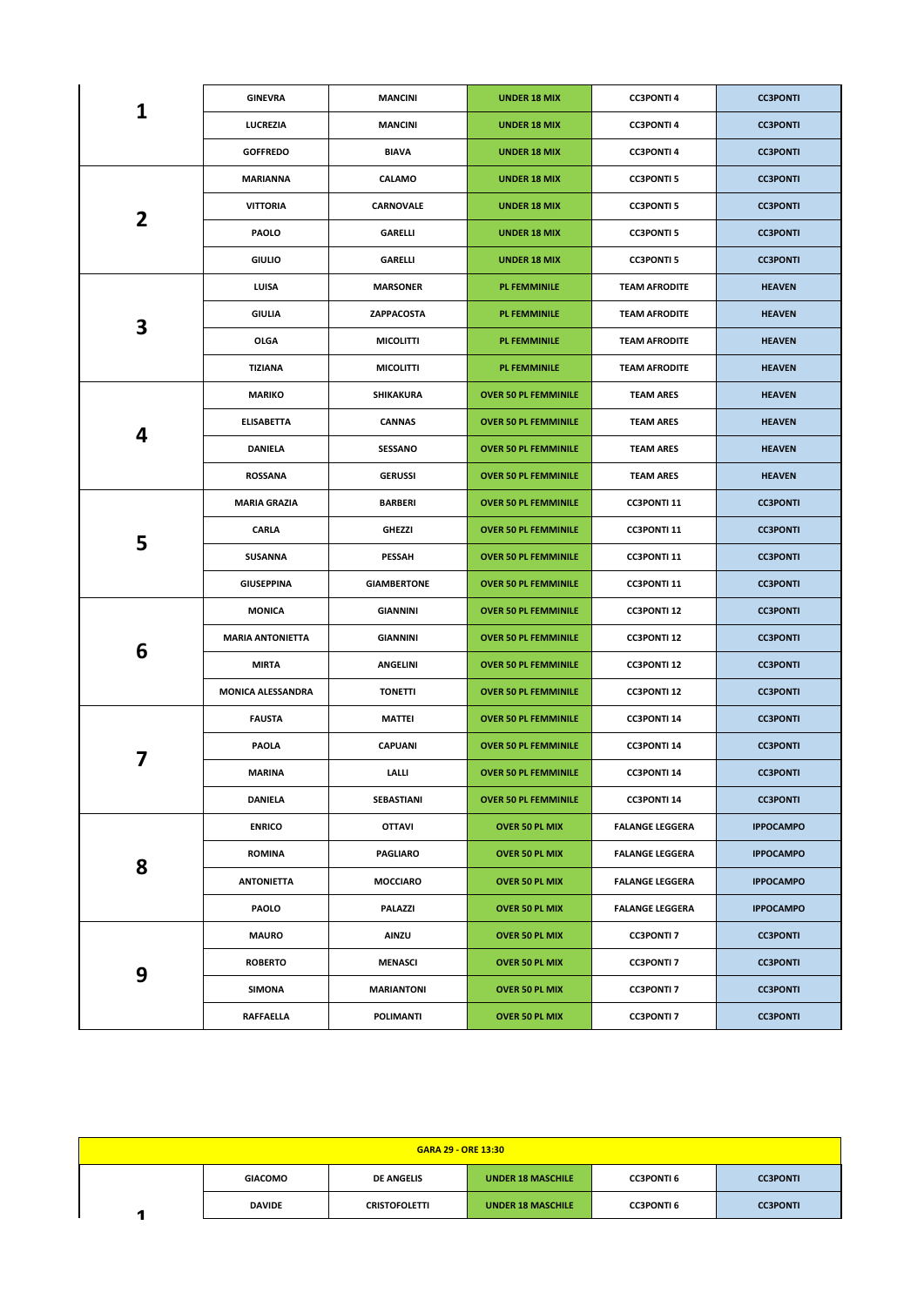| | | | | | |
|---|---|---|---|---|---|
| 1 | GINEVRA | MANCINI | UNDER 18 MIX | CC3PONTI 4 | CC3PONTI |
| | LUCREZIA | MANCINI | UNDER 18 MIX | CC3PONTI 4 | CC3PONTI |
| | GOFFREDO | BIAVA | UNDER 18 MIX | CC3PONTI 4 | CC3PONTI |
| 2 | MARIANNA | CALAMO | UNDER 18 MIX | CC3PONTI 5 | CC3PONTI |
| | VITTORIA | CARNOVALE | UNDER 18 MIX | CC3PONTI 5 | CC3PONTI |
| | PAOLO | GARELLI | UNDER 18 MIX | CC3PONTI 5 | CC3PONTI |
| | GIULIO | GARELLI | UNDER 18 MIX | CC3PONTI 5 | CC3PONTI |
| 3 | LUISA | MARSONER | PL FEMMINILE | TEAM AFRODITE | HEAVEN |
| | GIULIA | ZAPPACOSTA | PL FEMMINILE | TEAM AFRODITE | HEAVEN |
| | OLGA | MICOLITTI | PL FEMMINILE | TEAM AFRODITE | HEAVEN |
| | TIZIANA | MICOLITTI | PL FEMMINILE | TEAM AFRODITE | HEAVEN |
| 4 | MARIKO | SHIKAKURA | OVER 50 PL FEMMINILE | TEAM ARES | HEAVEN |
| | ELISABETTA | CANNAS | OVER 50 PL FEMMINILE | TEAM ARES | HEAVEN |
| | DANIELA | SESSANO | OVER 50 PL FEMMINILE | TEAM ARES | HEAVEN |
| | ROSSANA | GERUSSI | OVER 50 PL FEMMINILE | TEAM ARES | HEAVEN |
| 5 | MARIA GRAZIA | BARBERI | OVER 50 PL FEMMINILE | CC3PONTI 11 | CC3PONTI |
| | CARLA | GHEZZI | OVER 50 PL FEMMINILE | CC3PONTI 11 | CC3PONTI |
| | SUSANNA | PESSAH | OVER 50 PL FEMMINILE | CC3PONTI 11 | CC3PONTI |
| | GIUSEPPINA | GIAMBERTONE | OVER 50 PL FEMMINILE | CC3PONTI 11 | CC3PONTI |
| 6 | MONICA | GIANNINI | OVER 50 PL FEMMINILE | CC3PONTI 12 | CC3PONTI |
| | MARIA ANTONIETTA | GIANNINI | OVER 50 PL FEMMINILE | CC3PONTI 12 | CC3PONTI |
| | MIRTA | ANGELINI | OVER 50 PL FEMMINILE | CC3PONTI 12 | CC3PONTI |
| | MONICA ALESSANDRA | TONETTI | OVER 50 PL FEMMINILE | CC3PONTI 12 | CC3PONTI |
| 7 | FAUSTA | MATTEI | OVER 50 PL FEMMINILE | CC3PONTI 14 | CC3PONTI |
| | PAOLA | CAPUANI | OVER 50 PL FEMMINILE | CC3PONTI 14 | CC3PONTI |
| | MARINA | LALLI | OVER 50 PL FEMMINILE | CC3PONTI 14 | CC3PONTI |
| | DANIELA | SEBASTIANI | OVER 50 PL FEMMINILE | CC3PONTI 14 | CC3PONTI |
| 8 | ENRICO | OTTAVI | OVER 50 PL MIX | FALANGE LEGGERA | IPPOCAMPO |
| | ROMINA | PAGLIARO | OVER 50 PL MIX | FALANGE LEGGERA | IPPOCAMPO |
| | ANTONIETTA | MOCCIARO | OVER 50 PL MIX | FALANGE LEGGERA | IPPOCAMPO |
| | PAOLO | PALAZZI | OVER 50 PL MIX | FALANGE LEGGERA | IPPOCAMPO |
| 9 | MAURO | AINZU | OVER 50 PL MIX | CC3PONTI 7 | CC3PONTI |
| | ROBERTO | MENASCI | OVER 50 PL MIX | CC3PONTI 7 | CC3PONTI |
| | SIMONA | MARIANTONI | OVER 50 PL MIX | CC3PONTI 7 | CC3PONTI |
| | RAFFAELLA | POLIMANTI | OVER 50 PL MIX | CC3PONTI 7 | CC3PONTI |

| GARA 29 - ORE 13:30 | | | | | |
|---|---|---|---|---|---|
| 1 | GIACOMO | DE ANGELIS | UNDER 18 MASCHILE | CC3PONTI 6 | CC3PONTI |
| | DAVIDE | CRISTOFOLETTI | UNDER 18 MASCHILE | CC3PONTI 6 | CC3PONTI |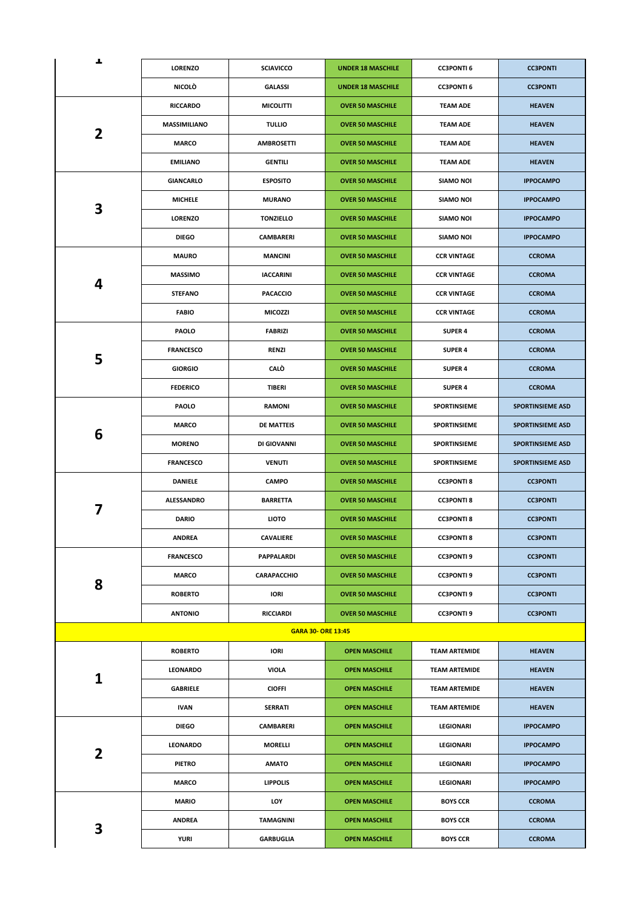| | | | | | |
|---|---|---|---|---|---|
| 1 | LORENZO | SCIAVICCO | UNDER 18 MASCHILE | CC3PONTI 6 | CC3PONTI |
| | NICOLÒ | GALASSI | UNDER 18 MASCHILE | CC3PONTI 6 | CC3PONTI |
| 2 | RICCARDO | MICOLITTI | OVER 50 MASCHILE | TEAM ADE | HEAVEN |
| | MASSIMILIANO | TULLIO | OVER 50 MASCHILE | TEAM ADE | HEAVEN |
| | MARCO | AMBROSETTI | OVER 50 MASCHILE | TEAM ADE | HEAVEN |
| | EMILIANO | GENTILI | OVER 50 MASCHILE | TEAM ADE | HEAVEN |
| 3 | GIANCARLO | ESPOSITO | OVER 50 MASCHILE | SIAMO NOI | IPPOCAMPO |
| | MICHELE | MURANO | OVER 50 MASCHILE | SIAMO NOI | IPPOCAMPO |
| | LORENZO | TONZIELLO | OVER 50 MASCHILE | SIAMO NOI | IPPOCAMPO |
| | DIEGO | CAMBARERI | OVER 50 MASCHILE | SIAMO NOI | IPPOCAMPO |
| 4 | MAURO | MANCINI | OVER 50 MASCHILE | CCR VINTAGE | CCROMA |
| | MASSIMO | IACCARINI | OVER 50 MASCHILE | CCR VINTAGE | CCROMA |
| | STEFANO | PACACCIO | OVER 50 MASCHILE | CCR VINTAGE | CCROMA |
| | FABIO | MICOZZI | OVER 50 MASCHILE | CCR VINTAGE | CCROMA |
| 5 | PAOLO | FABRIZI | OVER 50 MASCHILE | SUPER 4 | CCROMA |
| | FRANCESCO | RENZI | OVER 50 MASCHILE | SUPER 4 | CCROMA |
| | GIORGIO | CALÒ | OVER 50 MASCHILE | SUPER 4 | CCROMA |
| | FEDERICO | TIBERI | OVER 50 MASCHILE | SUPER 4 | CCROMA |
| 6 | PAOLO | RAMONI | OVER 50 MASCHILE | SPORTINSIEME | SPORTINSIEME ASD |
| | MARCO | DE MATTEIS | OVER 50 MASCHILE | SPORTINSIEME | SPORTINSIEME ASD |
| | MORENO | DI GIOVANNI | OVER 50 MASCHILE | SPORTINSIEME | SPORTINSIEME ASD |
| | FRANCESCO | VENUTI | OVER 50 MASCHILE | SPORTINSIEME | SPORTINSIEME ASD |
| 7 | DANIELE | CAMPO | OVER 50 MASCHILE | CC3PONTI 8 | CC3PONTI |
| | ALESSANDRO | BARRETTA | OVER 50 MASCHILE | CC3PONTI 8 | CC3PONTI |
| | DARIO | LIOTO | OVER 50 MASCHILE | CC3PONTI 8 | CC3PONTI |
| | ANDREA | CAVALIERE | OVER 50 MASCHILE | CC3PONTI 8 | CC3PONTI |
| 8 | FRANCESCO | PAPPALARDI | OVER 50 MASCHILE | CC3PONTI 9 | CC3PONTI |
| | MARCO | CARAPACCHIO | OVER 50 MASCHILE | CC3PONTI 9 | CC3PONTI |
| | ROBERTO | IORI | OVER 50 MASCHILE | CC3PONTI 9 | CC3PONTI |
| | ANTONIO | RICCIARDI | OVER 50 MASCHILE | CC3PONTI 9 | CC3PONTI |
| **GARA 30- ORE 13:45** | | | | | |
| 1 | ROBERTO | IORI | OPEN MASCHILE | TEAM ARTEMIDE | HEAVEN |
| | LEONARDO | VIOLA | OPEN MASCHILE | TEAM ARTEMIDE | HEAVEN |
| | GABRIELE | CIOFFI | OPEN MASCHILE | TEAM ARTEMIDE | HEAVEN |
| | IVAN | SERRATI | OPEN MASCHILE | TEAM ARTEMIDE | HEAVEN |
| 2 | DIEGO | CAMBARERI | OPEN MASCHILE | LEGIONARI | IPPOCAMPO |
| | LEONARDO | MORELLI | OPEN MASCHILE | LEGIONARI | IPPOCAMPO |
| | PIETRO | AMATO | OPEN MASCHILE | LEGIONARI | IPPOCAMPO |
| | MARCO | LIPPOLIS | OPEN MASCHILE | LEGIONARI | IPPOCAMPO |
| 3 | MARIO | LOY | OPEN MASCHILE | BOYS CCR | CCROMA |
| | ANDREA | TAMAGNINI | OPEN MASCHILE | BOYS CCR | CCROMA |
| | YURI | GARBUGLIA | OPEN MASCHILE | BOYS CCR | CCROMA |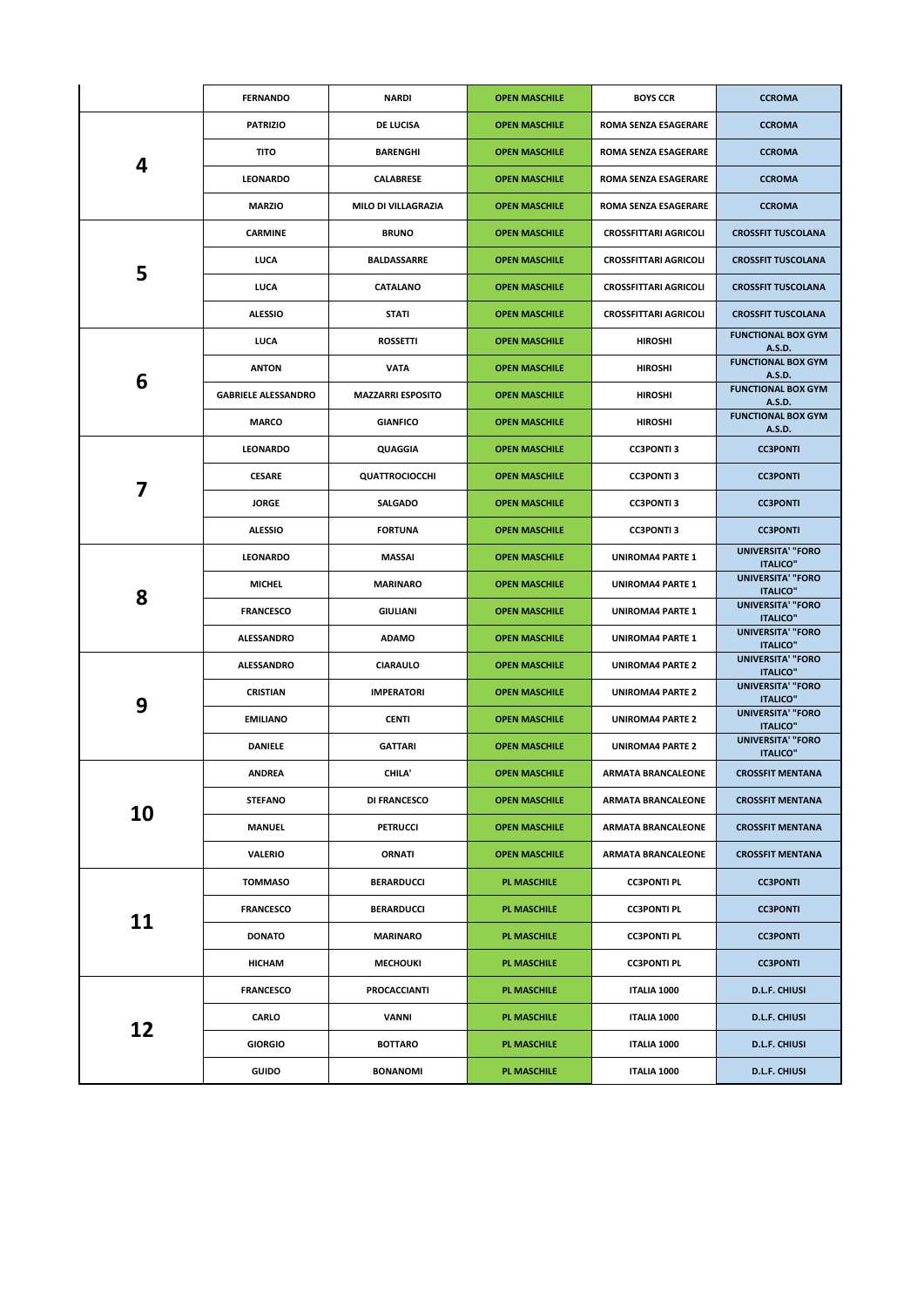| | | | | | |
|---|---|---|---|---|---|
| | FERNANDO | NARDI | OPEN MASCHILE | BOYS CCR | CCROMA |
| 4 | PATRIZIO | DE LUCISA | OPEN MASCHILE | ROMA SENZA ESAGERARE | CCROMA |
| | TITO | BARENGHI | OPEN MASCHILE | ROMA SENZA ESAGERARE | CCROMA |
| | LEONARDO | CALABRESE | OPEN MASCHILE | ROMA SENZA ESAGERARE | CCROMA |
| | MARZIO | MILO DI VILLAGRAZIA | OPEN MASCHILE | ROMA SENZA ESAGERARE | CCROMA |
| 5 | CARMINE | BRUNO | OPEN MASCHILE | CROSSFITTARI AGRICOLI | CROSSFIT TUSCOLANA |
| | LUCA | BALDASSARRE | OPEN MASCHILE | CROSSFITTARI AGRICOLI | CROSSFIT TUSCOLANA |
| | LUCA | CATALANO | OPEN MASCHILE | CROSSFITTARI AGRICOLI | CROSSFIT TUSCOLANA |
| | ALESSIO | STATI | OPEN MASCHILE | CROSSFITTARI AGRICOLI | CROSSFIT TUSCOLANA |
| 6 | LUCA | ROSSETTI | OPEN MASCHILE | HIROSHI | FUNCTIONAL BOX GYM A.S.D. |
| | ANTON | VATA | OPEN MASCHILE | HIROSHI | FUNCTIONAL BOX GYM A.S.D. |
| | GABRIELE ALESSANDRO | MAZZARRI ESPOSITO | OPEN MASCHILE | HIROSHI | FUNCTIONAL BOX GYM A.S.D. |
| | MARCO | GIANFICO | OPEN MASCHILE | HIROSHI | FUNCTIONAL BOX GYM A.S.D. |
| 7 | LEONARDO | QUAGGIA | OPEN MASCHILE | CC3PONTI 3 | CC3PONTI |
| | CESARE | QUATTROCIOCCHI | OPEN MASCHILE | CC3PONTI 3 | CC3PONTI |
| | JORGE | SALGADO | OPEN MASCHILE | CC3PONTI 3 | CC3PONTI |
| | ALESSIO | FORTUNA | OPEN MASCHILE | CC3PONTI 3 | CC3PONTI |
| 8 | LEONARDO | MASSAI | OPEN MASCHILE | UNIROMA4 PARTE 1 | UNIVERSITA' "FORO ITALICO" |
| | MICHEL | MARINARO | OPEN MASCHILE | UNIROMA4 PARTE 1 | UNIVERSITA' "FORO ITALICO" |
| | FRANCESCO | GIULIANI | OPEN MASCHILE | UNIROMA4 PARTE 1 | UNIVERSITA' "FORO ITALICO" |
| | ALESSANDRO | ADAMO | OPEN MASCHILE | UNIROMA4 PARTE 1 | UNIVERSITA' "FORO ITALICO" |
| 9 | ALESSANDRO | CIARAULO | OPEN MASCHILE | UNIROMA4 PARTE 2 | UNIVERSITA' "FORO ITALICO" |
| | CRISTIAN | IMPERATORI | OPEN MASCHILE | UNIROMA4 PARTE 2 | UNIVERSITA' "FORO ITALICO" |
| | EMILIANO | CENTI | OPEN MASCHILE | UNIROMA4 PARTE 2 | UNIVERSITA' "FORO ITALICO" |
| | DANIELE | GATTARI | OPEN MASCHILE | UNIROMA4 PARTE 2 | UNIVERSITA' "FORO ITALICO" |
| 10 | ANDREA | CHILA' | OPEN MASCHILE | ARMATA BRANCALEONE | CROSSFIT MENTANA |
| | STEFANO | DI FRANCESCO | OPEN MASCHILE | ARMATA BRANCALEONE | CROSSFIT MENTANA |
| | MANUEL | PETRUCCI | OPEN MASCHILE | ARMATA BRANCALEONE | CROSSFIT MENTANA |
| | VALERIO | ORNATI | OPEN MASCHILE | ARMATA BRANCALEONE | CROSSFIT MENTANA |
| 11 | TOMMASO | BERARDUCCI | PL MASCHILE | CC3PONTI PL | CC3PONTI |
| | FRANCESCO | BERARDUCCI | PL MASCHILE | CC3PONTI PL | CC3PONTI |
| | DONATO | MARINARO | PL MASCHILE | CC3PONTI PL | CC3PONTI |
| | HICHAM | MECHOUKI | PL MASCHILE | CC3PONTI PL | CC3PONTI |
| 12 | FRANCESCO | PROCACCIANTI | PL MASCHILE | ITALIA 1000 | D.L.F. CHIUSI |
| | CARLO | VANNI | PL MASCHILE | ITALIA 1000 | D.L.F. CHIUSI |
| | GIORGIO | BOTTARO | PL MASCHILE | ITALIA 1000 | D.L.F. CHIUSI |
| | GUIDO | BONANOMI | PL MASCHILE | ITALIA 1000 | D.L.F. CHIUSI |